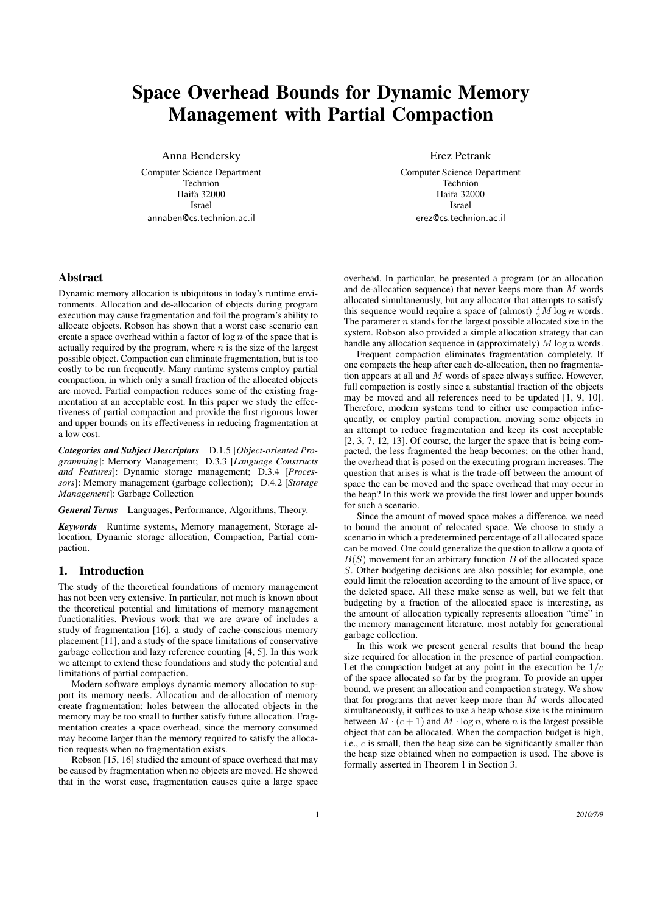# Space Overhead Bounds for Dynamic Memory Management with Partial Compaction

Anna Bendersky

Computer Science Department
Technion
Haifa 32000
Israel
annaben@cs.technion.ac.il

Erez Petrank

Computer Science Department
Technion
Haifa 32000
Israel
erez@cs.technion.ac.il

## Abstract

Dynamic memory allocation is ubiquitous in today's runtime environments. Allocation and de-allocation of objects during program execution may cause fragmentation and foil the program's ability to allocate objects. Robson has shown that a worst case scenario can create a space overhead within a factor of $\log n$ of the space that is actually required by the program, where $n$ is the size of the largest possible object. Compaction can eliminate fragmentation, but is too costly to be run frequently. Many runtime systems employ partial compaction, in which only a small fraction of the allocated objects are moved. Partial compaction reduces some of the existing fragmentation at an acceptable cost. In this paper we study the effectiveness of partial compaction and provide the first rigorous lower and upper bounds on its effectiveness in reducing fragmentation at a low cost.

***Categories and Subject Descriptors*** D.1.5 [*Object-oriented Programming*]: Memory Management; D.3.3 [*Language Constructs and Features*]: Dynamic storage management; D.3.4 [*Processors*]: Memory management (garbage collection); D.4.2 [*Storage Management*]: Garbage Collection

***General Terms*** Languages, Performance, Algorithms, Theory.

***Keywords*** Runtime systems, Memory management, Storage allocation, Dynamic storage allocation, Compaction, Partial compaction.

## 1. Introduction

The study of the theoretical foundations of memory management has not been very extensive. In particular, not much is known about the theoretical potential and limitations of memory management functionalities. Previous work that we are aware of includes a study of fragmentation [16], a study of cache-conscious memory placement [11], and a study of the space limitations of conservative garbage collection and lazy reference counting [4, 5]. In this work we attempt to extend these foundations and study the potential and limitations of partial compaction.

Modern software employs dynamic memory allocation to support its memory needs. Allocation and de-allocation of memory create fragmentation: holes between the allocated objects in the memory may be too small to further satisfy future allocation. Fragmentation creates a space overhead, since the memory consumed may become larger than the memory required to satisfy the allocation requests when no fragmentation exists.

Robson [15, 16] studied the amount of space overhead that may be caused by fragmentation when no objects are moved. He showed that in the worst case, fragmentation causes quite a large space overhead. In particular, he presented a program (or an allocation and de-allocation sequence) that never keeps more than $M$ words allocated simultaneously, but any allocator that attempts to satisfy this sequence would require a space of (almost) $\frac{1}{2}M \log n$ words. The parameter $n$ stands for the largest possible allocated size in the system. Robson also provided a simple allocation strategy that can handle any allocation sequence in (approximately) $M \log n$ words.

Frequent compaction eliminates fragmentation completely. If one compacts the heap after each de-allocation, then no fragmentation appears at all and $M$ words of space always suffice. However, full compaction is costly since a substantial fraction of the objects may be moved and all references need to be updated [1, 9, 10]. Therefore, modern systems tend to either use compaction infrequently, or employ partial compaction, moving some objects in an attempt to reduce fragmentation and keep its cost acceptable [2, 3, 7, 12, 13]. Of course, the larger the space that is being compacted, the less fragmented the heap becomes; on the other hand, the overhead that is posed on the executing program increases. The question that arises is what is the trade-off between the amount of space the can be moved and the space overhead that may occur in the heap? In this work we provide the first lower and upper bounds for such a scenario.

Since the amount of moved space makes a difference, we need to bound the amount of relocated space. We choose to study a scenario in which a predetermined percentage of all allocated space can be moved. One could generalize the question to allow a quota of $B(S)$ movement for an arbitrary function $B$ of the allocated space $S$. Other budgeting decisions are also possible; for example, one could limit the relocation according to the amount of live space, or the deleted space. All these make sense as well, but we felt that budgeting by a fraction of the allocated space is interesting, as the amount of allocation typically represents allocation "time" in the memory management literature, most notably for generational garbage collection.

In this work we present general results that bound the heap size required for allocation in the presence of partial compaction. Let the compaction budget at any point in the execution be $1/c$ of the space allocated so far by the program. To provide an upper bound, we present an allocation and compaction strategy. We show that for programs that never keep more than $M$ words allocated simultaneously, it suffices to use a heap whose size is the minimum between $M \cdot (c+1)$ and $M \cdot \log n$, where $n$ is the largest possible object that can be allocated. When the compaction budget is high, i.e., $c$ is small, then the heap size can be significantly smaller than the heap size obtained when no compaction is used. The above is formally asserted in Theorem 1 in Section 3.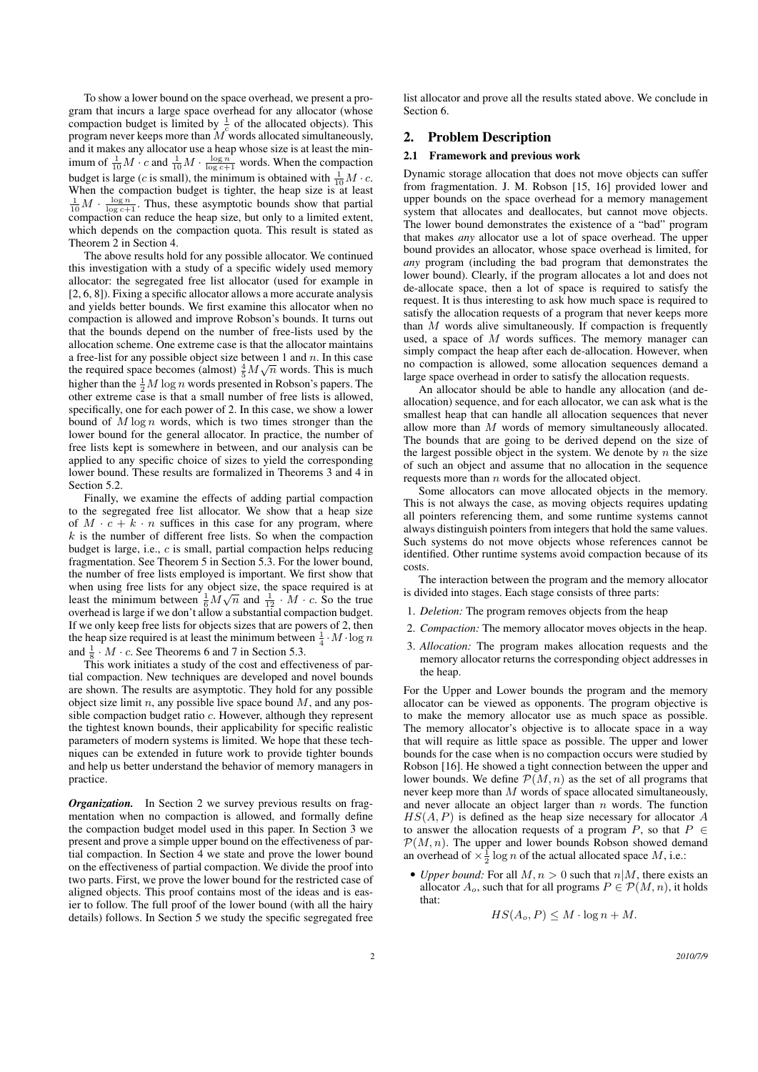To show a lower bound on the space overhead, we present a program that incurs a large space overhead for any allocator (whose compaction budget is limited by $\frac{1}{c}$ of the allocated objects). This program never keeps more than $M$ words allocated simultaneously, and it makes any allocator use a heap whose size is at least the minimum of $\frac{1}{10}M \cdot c$ and $\frac{1}{10}M \cdot \frac{\log n}{\log c+1}$ words. When the compaction budget is large ($c$ is small), the minimum is obtained with $\frac{1}{10}M \cdot c$. When the compaction budget is tighter, the heap size is at least $\frac{1}{10}M \cdot \frac{\log n}{\log c+1}$. Thus, these asymptotic bounds show that partial compaction can reduce the heap size, but only to a limited extent, which depends on the compaction quota. This result is stated as Theorem 2 in Section 4.

The above results hold for any possible allocator. We continued this investigation with a study of a specific widely used memory allocator: the segregated free list allocator (used for example in [2, 6, 8]). Fixing a specific allocator allows a more accurate analysis and yields better bounds. We first examine this allocator when no compaction is allowed and improve Robson's bounds. It turns out that the bounds depend on the number of free-lists used by the allocation scheme. One extreme case is that the allocator maintains a free-list for any possible object size between 1 and $n$. In this case the required space becomes (almost) $\frac{4}{5}M\sqrt{n}$ words. This is much higher than the $\frac{1}{2}M \log n$ words presented in Robson's papers. The other extreme case is that a small number of free lists is allowed, specifically, one for each power of 2. In this case, we show a lower bound of $M \log n$ words, which is two times stronger than the lower bound for the general allocator. In practice, the number of free lists kept is somewhere in between, and our analysis can be applied to any specific choice of sizes to yield the corresponding lower bound. These results are formalized in Theorems 3 and 4 in Section 5.2.

Finally, we examine the effects of adding partial compaction to the segregated free list allocator. We show that a heap size of $M \cdot c + k \cdot n$ suffices in this case for any program, where $k$ is the number of different free lists. So when the compaction budget is large, i.e., $c$ is small, partial compaction helps reducing fragmentation. See Theorem 5 in Section 5.3. For the lower bound, the number of free lists employed is important. We first show that when using free lists for any object size, the space required is at least the minimum between $\frac{1}{6}M\sqrt{n}$ and $\frac{1}{12} \cdot M \cdot c$. So the true overhead is large if we don't allow a substantial compaction budget. If we only keep free lists for objects sizes that are powers of 2, then the heap size required is at least the minimum between $\frac{1}{4} \cdot M \cdot \log n$ and $\frac{1}{8} \cdot M \cdot c$. See Theorems 6 and 7 in Section 5.3.

This work initiates a study of the cost and effectiveness of partial compaction. New techniques are developed and novel bounds are shown. The results are asymptotic. They hold for any possible object size limit $n$, any possible live space bound $M$, and any possible compaction budget ratio $c$. However, although they represent the tightest known bounds, their applicability for specific realistic parameters of modern systems is limited. We hope that these techniques can be extended in future work to provide tighter bounds and help us better understand the behavior of memory managers in practice.

***Organization.*** In Section 2 we survey previous results on fragmentation when no compaction is allowed, and formally define the compaction budget model used in this paper. In Section 3 we present and prove a simple upper bound on the effectiveness of partial compaction. In Section 4 we state and prove the lower bound on the effectiveness of partial compaction. We divide the proof into two parts. First, we prove the lower bound for the restricted case of aligned objects. This proof contains most of the ideas and is easier to follow. The full proof of the lower bound (with all the hairy details) follows. In Section 5 we study the specific segregated free list allocator and prove all the results stated above. We conclude in Section 6.

## 2. Problem Description

### 2.1 Framework and previous work

Dynamic storage allocation that does not move objects can suffer from fragmentation. J. M. Robson [15, 16] provided lower and upper bounds on the space overhead for a memory management system that allocates and deallocates, but cannot move objects. The lower bound demonstrates the existence of a "bad" program that makes *any* allocator use a lot of space overhead. The upper bound provides an allocator, whose space overhead is limited, for *any* program (including the bad program that demonstrates the lower bound). Clearly, if the program allocates a lot and does not de-allocate space, then a lot of space is required to satisfy the request. It is thus interesting to ask how much space is required to satisfy the allocation requests of a program that never keeps more than $M$ words alive simultaneously. If compaction is frequently used, a space of $M$ words suffices. The memory manager can simply compact the heap after each de-allocation. However, when no compaction is allowed, some allocation sequences demand a large space overhead in order to satisfy the allocation requests.

An allocator should be able to handle any allocation (and deallocation) sequence, and for each allocator, we can ask what is the smallest heap that can handle all allocation sequences that never allow more than $M$ words of memory simultaneously allocated. The bounds that are going to be derived depend on the size of the largest possible object in the system. We denote by $n$ the size of such an object and assume that no allocation in the sequence requests more than $n$ words for the allocated object.

Some allocators can move allocated objects in the memory. This is not always the case, as moving objects requires updating all pointers referencing them, and some runtime systems cannot always distinguish pointers from integers that hold the same values. Such systems do not move objects whose references cannot be identified. Other runtime systems avoid compaction because of its costs.

The interaction between the program and the memory allocator is divided into stages. Each stage consists of three parts:

1. *Deletion:* The program removes objects from the heap
2. *Compaction:* The memory allocator moves objects in the heap.
3. *Allocation:* The program makes allocation requests and the memory allocator returns the corresponding object addresses in the heap.

For the Upper and Lower bounds the program and the memory allocator can be viewed as opponents. The program objective is to make the memory allocator use as much space as possible. The memory allocator's objective is to allocate space in a way that will require as little space as possible. The upper and lower bounds for the case when is no compaction occurs were studied by Robson [16]. He showed a tight connection between the upper and lower bounds. We define $\mathcal{P}(M, n)$ as the set of all programs that never keep more than $M$ words of space allocated simultaneously, and never allocate an object larger than $n$ words. The function $HS(A, P)$ is defined as the heap size necessary for allocator $A$ to answer the allocation requests of a program $P$, so that $P \in \mathcal{P}(M, n)$. The upper and lower bounds Robson showed demand an overhead of $\times\frac{1}{2}\log n$ of the actual allocated space $M$, i.e.:

- *Upper bound:* For all $M, n > 0$ such that $n|M$, there exists an allocator $A_o$, such that for all programs $P \in \mathcal{P}(M, n)$, it holds that:

$$HS(A_o, P) \leq M \cdot \log n + M.$$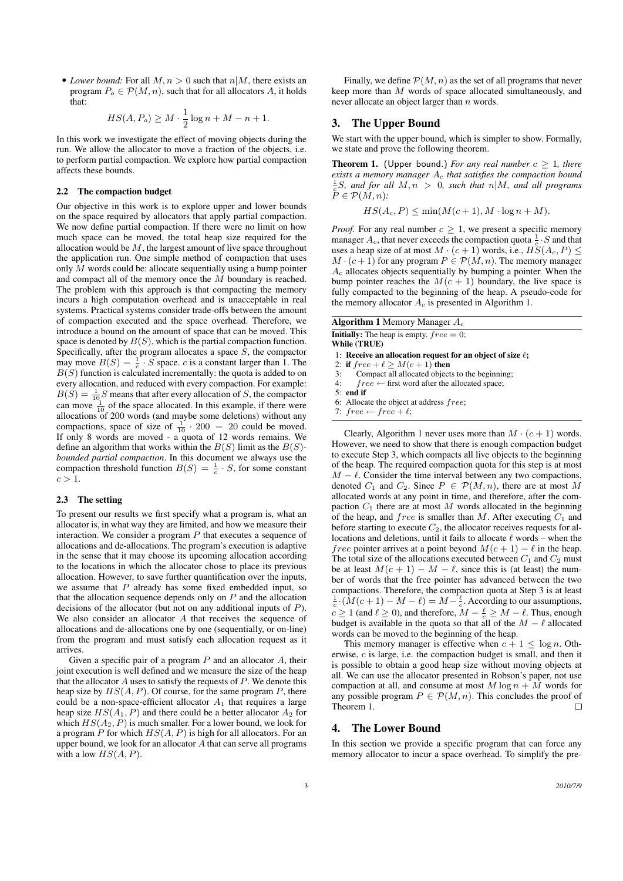- *Lower bound:* For all $M, n > 0$ such that $n|M$, there exists an program $P_o \in \mathcal{P}(M,n)$, such that for all allocators $A$, it holds that:

$$HS(A, P_o) \geq M \cdot \frac{1}{2} \log n + M - n + 1.$$

In this work we investigate the effect of moving objects during the run. We allow the allocator to move a fraction of the objects, i.e. to perform partial compaction. We explore how partial compaction affects these bounds.

### 2.2 The compaction budget

Our objective in this work is to explore upper and lower bounds on the space required by allocators that apply partial compaction. We now define partial compaction. If there were no limit on how much space can be moved, the total heap size required for the allocation would be $M$, the largest amount of live space throughout the application run. One simple method of compaction that uses only $M$ words could be: allocate sequentially using a bump pointer and compact all of the memory once the $M$ boundary is reached. The problem with this approach is that compacting the memory incurs a high computation overhead and is unacceptable in real systems. Practical systems consider trade-offs between the amount of compaction executed and the space overhead. Therefore, we introduce a bound on the amount of space that can be moved. This space is denoted by $B(S)$, which is the partial compaction function. Specifically, after the program allocates a space $S$, the compactor may move $B(S) = \frac{1}{c} \cdot S$ space. $c$ is a constant larger than 1. The $B(S)$ function is calculated incrementally: the quota is added to on every allocation, and reduced with every compaction. For example: $B(S) = \frac{1}{10} S$ means that after every allocation of $S$, the compactor can move $\frac{1}{10}$ of the space allocated. In this example, if there were allocations of 200 words (and maybe some deletions) without any compactions, space of size of $\frac{1}{10} \cdot 200 = 20$ could be moved. If only 8 words are moved - a quota of 12 words remains. We define an algorithm that works within the $B(S)$ limit as the $B(S)$-*bounded partial compaction*. In this document we always use the compaction threshold function $B(S) = \frac{1}{c} \cdot S$, for some constant $c > 1$.

### 2.3 The setting

To present our results we first specify what a program is, what an allocator is, in what way they are limited, and how we measure their interaction. We consider a program $P$ that executes a sequence of allocations and de-allocations. The program's execution is adaptive in the sense that it may choose its upcoming allocation according to the locations in which the allocator chose to place its previous allocation. However, to save further quantification over the inputs, we assume that $P$ already has some fixed embedded input, so that the allocation sequence depends only on $P$ and the allocation decisions of the allocator (but not on any additional inputs of $P$). We also consider an allocator $A$ that receives the sequence of allocations and de-allocations one by one (sequentially, or on-line) from the program and must satisfy each allocation request as it arrives.

Given a specific pair of a program $P$ and an allocator $A$, their joint execution is well defined and we measure the size of the heap that the allocator $A$ uses to satisfy the requests of $P$. We denote this heap size by $HS(A, P)$. Of course, for the same program $P$, there could be a non-space-efficient allocator $A_1$ that requires a large heap size $HS(A_1, P)$ and there could be a better allocator $A_2$ for which $HS(A_2, P)$ is much smaller. For a lower bound, we look for a program $P$ for which $HS(A, P)$ is high for all allocators. For an upper bound, we look for an allocator $A$ that can serve all programs with a low $HS(A, P)$.

Finally, we define $\mathcal{P}(M, n)$ as the set of all programs that never keep more than $M$ words of space allocated simultaneously, and never allocate an object larger than $n$ words.

## 3. The Upper Bound

We start with the upper bound, which is simpler to show. Formally, we state and prove the following theorem.

**Theorem 1.** (Upper bound.) *For any real number $c \geq 1$, there exists a memory manager $A_c$ that satisfies the compaction bound $\frac{1}{c}S$, and for all $M, n > 0$, such that $n|M$, and all programs $P \in \mathcal{P}(M, n)$:*

$$HS(A_c, P) \leq \min(M(c+1), M \cdot \log n + M).$$

*Proof.* For any real number $c \geq 1$, we present a specific memory manager $A_c$, that never exceeds the compaction quota $\frac{1}{c} \cdot S$ and that uses a heap size of at most $M \cdot (c+1)$ words, i.e., $HS(A_c, P) \leq M \cdot (c+1)$ for any program $P \in \mathcal{P}(M, n)$. The memory manager $A_c$ allocates objects sequentially by bumping a pointer. When the bump pointer reaches the $M(c+1)$ boundary, the live space is fully compacted to the beginning of the heap. A pseudo-code for the memory allocator $A_c$ is presented in Algorithm 1.

**Algorithm 1** Memory Manager $A_c$

```
Initially: The heap is empty, free = 0;
While (TRUE)
1: Receive an allocation request for an object of size ℓ;
2: if free + ℓ ≥ M(c + 1) then
3:     Compact all allocated objects to the beginning;
4:     free ← first word after the allocated space;
5: end if
6: Allocate the object at address free;
7: free ← free + ℓ;
```

Clearly, Algorithm 1 never uses more than $M \cdot (c+1)$ words. However, we need to show that there is enough compaction budget to execute Step 3, which compacts all live objects to the beginning of the heap. The required compaction quota for this step is at most $M - \ell$. Consider the time interval between any two compactions, denoted $C_1$ and $C_2$. Since $P \in \mathcal{P}(M, n)$, there are at most $M$ allocated words at any point in time, and therefore, after the compaction $C_1$ there are at most $M$ words allocated in the beginning of the heap, and $free$ is smaller than $M$. After executing $C_1$ and before starting to execute $C_2$, the allocator receives requests for allocations and deletions, until it fails to allocate $\ell$ words – when the $free$ pointer arrives at a point beyond $M(c+1) - \ell$ in the heap. The total size of the allocations executed between $C_1$ and $C_2$ must be at least $M(c+1) - M - \ell$, since this is (at least) the number of words that the free pointer has advanced between the two compactions. Therefore, the compaction quota at Step 3 is at least $\frac{1}{c} \cdot (M(c+1) - M - \ell) = M - \frac{\ell}{c}$. According to our assumptions, $c \geq 1$ (and $\ell \geq 0$), and therefore, $M - \frac{\ell}{c} \geq M - \ell$. Thus, enough budget is available in the quota so that all of the $M - \ell$ allocated words can be moved to the beginning of the heap.

This memory manager is effective when $c + 1 \leq \log n$. Otherwise, $c$ is large, i.e. the compaction budget is small, and then it is possible to obtain a good heap size without moving objects at all. We can use the allocator presented in Robson's paper, not use compaction at all, and consume at most $M \log n + M$ words for any possible program $P \in \mathcal{P}(M, n)$. This concludes the proof of Theorem 1. ◻

## 4. The Lower Bound

In this section we provide a specific program that can force any memory allocator to incur a space overhead. To simplify the pre-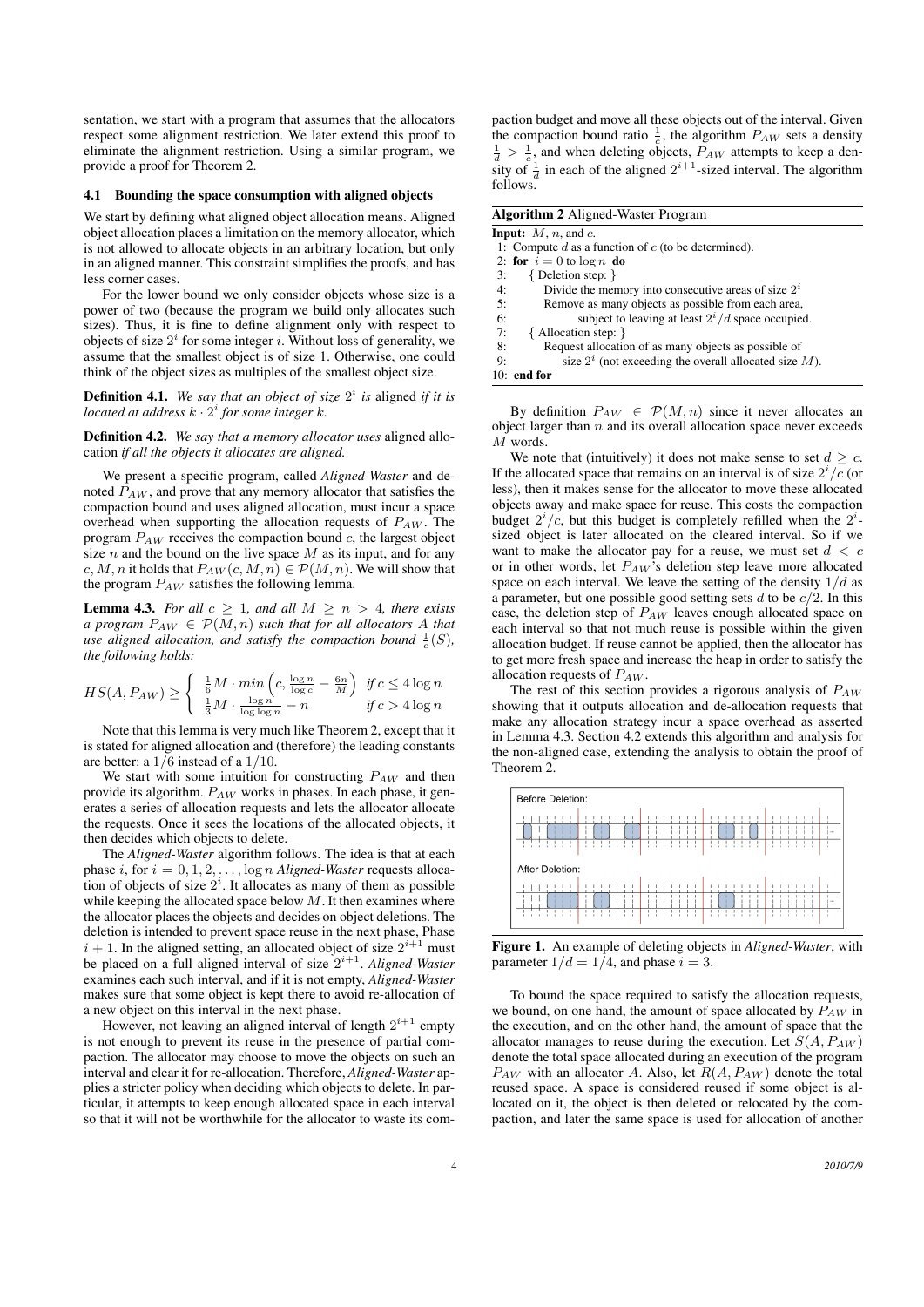sentation, we start with a program that assumes that the allocators respect some alignment restriction. We later extend this proof to eliminate the alignment restriction. Using a similar program, we provide a proof for Theorem 2.

### 4.1 Bounding the space consumption with aligned objects

We start by defining what aligned object allocation means. Aligned object allocation places a limitation on the memory allocator, which is not allowed to allocate objects in an arbitrary location, but only in an aligned manner. This constraint simplifies the proofs, and has less corner cases.

For the lower bound we only consider objects whose size is a power of two (because the program we build only allocates such sizes). Thus, it is fine to define alignment only with respect to objects of size $2^i$ for some integer $i$. Without loss of generality, we assume that the smallest object is of size 1. Otherwise, one could think of the object sizes as multiples of the smallest object size.

**Definition 4.1.** *We say that an object of size $2^i$ is* aligned *if it is located at address $k \cdot 2^i$ for some integer $k$.*

**Definition 4.2.** *We say that a memory allocator uses* aligned allocation *if all the objects it allocates are aligned.*

We present a specific program, called *Aligned-Waster* and denoted $P_{AW}$, and prove that any memory allocator that satisfies the compaction bound and uses aligned allocation, must incur a space overhead when supporting the allocation requests of $P_{AW}$. The program $P_{AW}$ receives the compaction bound $c$, the largest object size $n$ and the bound on the live space $M$ as its input, and for any $c, M, n$ it holds that $P_{AW}(c, M, n) \in \mathcal{P}(M, n)$. We will show that the program $P_{AW}$ satisfies the following lemma.

**Lemma 4.3.** *For all $c \geq 1$, and all $M \geq n > 4$, there exists a program $P_{AW} \in \mathcal{P}(M, n)$ such that for all allocators $A$ that use aligned allocation, and satisfy the compaction bound $\frac{1}{c}(S)$, the following holds:*

$$HS(A, P_{AW}) \geq \begin{cases} \frac{1}{6}M \cdot min\left(c, \frac{\log n}{\log c} - \frac{6n}{M}\right) & \text{if } c \leq 4 \log n \\ \frac{1}{3}M \cdot \frac{\log n}{\log \log n} - n & \text{if } c > 4 \log n \end{cases}$$

Note that this lemma is very much like Theorem 2, except that it is stated for aligned allocation and (therefore) the leading constants are better: a $1/6$ instead of a $1/10$.

We start with some intuition for constructing $P_{AW}$ and then provide its algorithm. $P_{AW}$ works in phases. In each phase, it generates a series of allocation requests and lets the allocator allocate the requests. Once it sees the locations of the allocated objects, it then decides which objects to delete.

The *Aligned-Waster* algorithm follows. The idea is that at each phase $i$, for $i = 0, 1, 2, \ldots, \log n$ *Aligned-Waster* requests allocation of objects of size $2^i$. It allocates as many of them as possible while keeping the allocated space below $M$. It then examines where the allocator places the objects and decides on object deletions. The deletion is intended to prevent space reuse in the next phase, Phase $i + 1$. In the aligned setting, an allocated object of size $2^{i+1}$ must be placed on a full aligned interval of size $2^{i+1}$. *Aligned-Waster* examines each such interval, and if it is not empty, *Aligned-Waster* makes sure that some object is kept there to avoid re-allocation of a new object on this interval in the next phase.

However, not leaving an aligned interval of length $2^{i+1}$ empty is not enough to prevent its reuse in the presence of partial compaction. The allocator may choose to move the objects on such an interval and clear it for re-allocation. Therefore, *Aligned-Waster* applies a stricter policy when deciding which objects to delete. In particular, it attempts to keep enough allocated space in each interval so that it will not be worthwhile for the allocator to waste its compaction budget and move all these objects out of the interval. Given the compaction bound ratio $\frac{1}{c}$, the algorithm $P_{AW}$ sets a density $\frac{1}{d} > \frac{1}{c}$, and when deleting objects, $P_{AW}$ attempts to keep a density of $\frac{1}{d}$ in each of the aligned $2^{i+1}$-sized interval. The algorithm follows.

**Algorithm 2** Aligned-Waster Program

```
Input: M, n, and c.
 1: Compute d as a function of c (to be determined).
 2: for i = 0 to log n do
 3:     { Deletion step: }
 4:         Divide the memory into consecutive areas of size 2^i
 5:         Remove as many objects as possible from each area,
 6:             subject to leaving at least 2^i/d space occupied.
 7:     { Allocation step: }
 8:         Request allocation of as many objects as possible of
 9:             size 2^i (not exceeding the overall allocated size M).
10: end for
```

By definition $P_{AW} \in \mathcal{P}(M, n)$ since it never allocates an object larger than $n$ and its overall allocation space never exceeds $M$ words.

We note that (intuitively) it does not make sense to set $d \geq c$. If the allocated space that remains on an interval is of size $2^i/c$ (or less), then it makes sense for the allocator to move these allocated objects away and make space for reuse. This costs the compaction budget $2^i/c$, but this budget is completely refilled when the $2^i$-sized object is later allocated on the cleared interval. So if we want to make the allocator pay for a reuse, we must set $d < c$ or in other words, let $P_{AW}$'s deletion step leave more allocated space on each interval. We leave the setting of the density $1/d$ as a parameter, but one possible good setting sets $d$ to be $c/2$. In this case, the deletion step of $P_{AW}$ leaves enough allocated space on each interval so that not much reuse is possible within the given allocation budget. If reuse cannot be applied, then the allocator has to get more fresh space and increase the heap in order to satisfy the allocation requests of $P_{AW}$.

The rest of this section provides a rigorous analysis of $P_{AW}$ showing that it outputs allocation and de-allocation requests that make any allocation strategy incur a space overhead as asserted in Lemma 4.3. Section 4.2 extends this algorithm and analysis for the non-aligned case, extending the analysis to obtain the proof of Theorem 2.

**Figure 1.** An example of deleting objects in *Aligned-Waster*, with parameter $1/d = 1/4$, and phase $i = 3$.

To bound the space required to satisfy the allocation requests, we bound, on one hand, the amount of space allocated by $P_{AW}$ in the execution, and on the other hand, the amount of space that the allocator manages to reuse during the execution. Let $S(A, P_{AW})$ denote the total space allocated during an execution of the program $P_{AW}$ with an allocator $A$. Also, let $R(A, P_{AW})$ denote the total reused space. A space is considered reused if some object is allocated on it, the object is then deleted or relocated by the compaction, and later the same space is used for allocation of another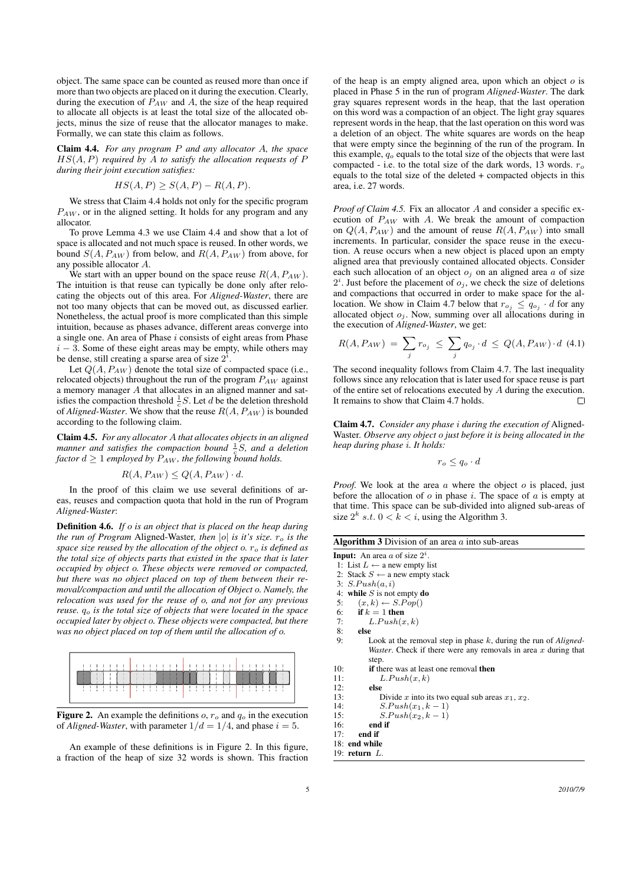object. The same space can be counted as reused more than once if more than two objects are placed on it during the execution. Clearly, during the execution of $P_{AW}$ and $A$, the size of the heap required to allocate all objects is at least the total size of the allocated objects, minus the size of reuse that the allocator manages to make. Formally, we can state this claim as follows.

**Claim 4.4.** *For any program $P$ and any allocator $A$, the space $HS(A, P)$ required by $A$ to satisfy the allocation requests of $P$ during their joint execution satisfies:*

$$HS(A, P) \geq S(A, P) - R(A, P).$$

We stress that Claim 4.4 holds not only for the specific program $P_{AW}$, or in the aligned setting. It holds for any program and any allocator.

To prove Lemma 4.3 we use Claim 4.4 and show that a lot of space is allocated and not much space is reused. In other words, we bound $S(A, P_{AW})$ from below, and $R(A, P_{AW})$ from above, for any possible allocator $A$.

We start with an upper bound on the space reuse $R(A, P_{AW})$. The intuition is that reuse can typically be done only after relocating the objects out of this area. For *Aligned-Waster*, there are not too many objects that can be moved out, as discussed earlier. Nonetheless, the actual proof is more complicated than this simple intuition, because as phases advance, different areas converge into a single one. An area of Phase $i$ consists of eight areas from Phase $i - 3$. Some of these eight areas may be empty, while others may be dense, still creating a sparse area of size $2^i$.

Let $Q(A, P_{AW})$ denote the total size of compacted space (i.e., relocated objects) throughout the run of the program $P_{AW}$ against a memory manager $A$ that allocates in an aligned manner and satisfies the compaction threshold $\frac{1}{c}S$. Let $d$ be the deletion threshold of *Aligned-Waster*. We show that the reuse $R(A, P_{AW})$ is bounded according to the following claim.

**Claim 4.5.** *For any allocator $A$ that allocates objects in an aligned manner and satisfies the compaction bound $\frac{1}{c}S$, and a deletion factor $d \geq 1$ employed by $P_{AW}$, the following bound holds.*

$$R(A, P_{AW}) \leq Q(A, P_{AW}) \cdot d.$$

In the proof of this claim we use several definitions of areas, reuses and compaction quota that hold in the run of Program *Aligned-Waster*:

**Definition 4.6.** *If $o$ is an object that is placed on the heap during the run of Program* Aligned-Waster*, then $|o|$ is it's size. $r_o$ is the space size reused by the allocation of the object $o$. $r_o$ is defined as the total size of objects parts that existed in the space that is later occupied by object $o$. These objects were removed or compacted, but there was no object placed on top of them between their removal/compaction and until the allocation of Object $o$. Namely, the relocation was used for the reuse of $o$, and not for any previous reuse. $q_o$ is the total size of objects that were located in the space occupied later by object $o$. These objects were compacted, but there was no object placed on top of them until the allocation of $o$.*

**Figure 2.** An example the definitions $o$, $r_o$ and $q_o$ in the execution of *Aligned-Waster*, with parameter $1/d = 1/4$, and phase $i = 5$.

An example of these definitions is in Figure 2. In this figure, a fraction of the heap of size 32 words is shown. This fraction of the heap is an empty aligned area, upon which an object $o$ is placed in Phase 5 in the run of program *Aligned-Waster*. The dark gray squares represent words in the heap, that the last operation on this word was a compaction of an object. The light gray squares represent words in the heap, that the last operation on this word was a deletion of an object. The white squares are words on the heap that were empty since the beginning of the run of the program. In this example, $q_o$ equals to the total size of the objects that were last compacted - i.e. to the total size of the dark words, 13 words. $r_o$ equals to the total size of the deleted + compacted objects in this area, i.e. 27 words.

*Proof of Claim 4.5.* Fix an allocator $A$ and consider a specific execution of $P_{AW}$ with $A$. We break the amount of compaction on $Q(A, P_{AW})$ and the amount of reuse $R(A, P_{AW})$ into small increments. In particular, consider the space reuse in the execution. A reuse occurs when a new object is placed upon an empty aligned area that previously contained allocated objects. Consider each such allocation of an object $o_j$ on an aligned area $a$ of size $2^i$. Just before the placement of $o_j$, we check the size of deletions and compactions that occurred in order to make space for the allocation. We show in Claim 4.7 below that $r_{o_j} \leq q_{o_j} \cdot d$ for any allocated object $o_j$. Now, summing over all allocations during in the execution of *Aligned-Waster*, we get:

$$R(A, P_{AW}) = \sum_j r_{o_j} \leq \sum_j q_{o_j} \cdot d \leq Q(A, P_{AW}) \cdot d \quad (4.1)$$

The second inequality follows from Claim 4.7. The last inequality follows since any relocation that is later used for space reuse is part of the entire set of relocations executed by $A$ during the execution. It remains to show that Claim 4.7 holds. □

**Claim 4.7.** *Consider any phase $i$ during the execution of* Aligned-Waster*. Observe any object $o$ just before it is being allocated in the heap during phase $i$. It holds:*

$$r_o \leq q_o \cdot d$$

*Proof.* We look at the area $a$ where the object $o$ is placed, just before the allocation of $o$ in phase $i$. The space of $a$ is empty at that time. This space can be sub-divided into aligned sub-areas of size $2^k$ $s.t.$ $0 < k < i$, using the Algorithm 3.

**Algorithm 3** Division of an area $a$ into sub-areas

```
Input: An area a of size 2^i.
 1: List L ← a new empty list
 2: Stack S ← a new empty stack
 3: S.Push(a, i)
 4: while S is not empty do
 5:    (x, k) ← S.Pop()
 6:    if k = 1 then
 7:       L.Push(x, k)
 8:    else
 9:       Look at the removal step in phase k, during the run of Aligned-
          Waster. Check if there were any removals in area x during that
          step.
10:       if there was at least one removal then
11:          L.Push(x, k)
12:       else
13:          Divide x into its two equal sub areas x1, x2.
14:          S.Push(x1, k − 1)
15:          S.Push(x2, k − 1)
16:       end if
17:    end if
18: end while
19: return L.
```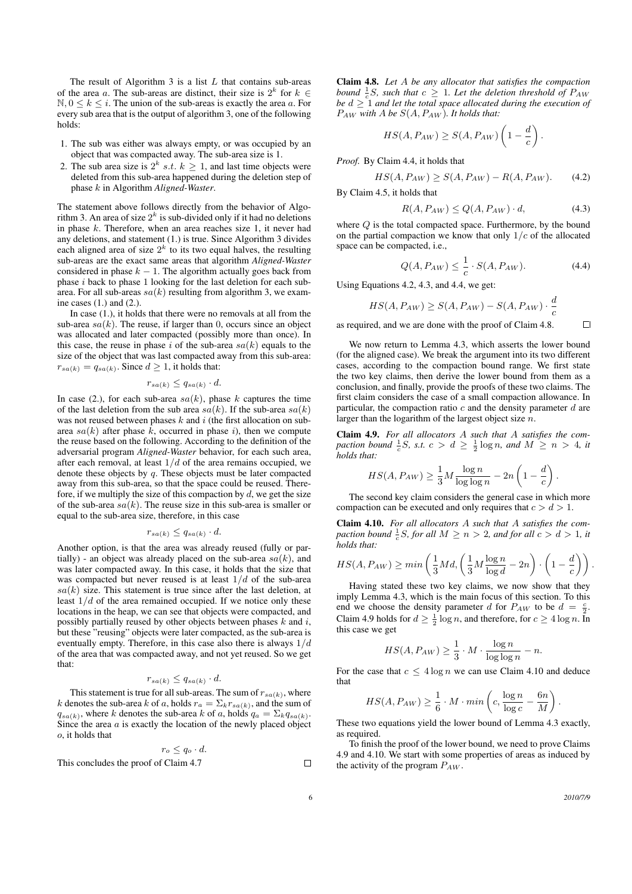The result of Algorithm 3 is a list $L$ that contains sub-areas of the area $a$. The sub-areas are distinct, their size is $2^k$ for $k \in \mathbb{N}, 0 \leq k \leq i$. The union of the sub-areas is exactly the area $a$. For every sub area that is the output of algorithm 3, one of the following holds:

1. The sub was either was always empty, or was occupied by an object that was compacted away. The sub-area size is 1.
2. The sub area size is $2^k$ $s.t.$ $k \geq 1$, and last time objects were deleted from this sub-area happened during the deletion step of phase $k$ in Algorithm *Aligned-Waster*.

The statement above follows directly from the behavior of Algorithm 3. An area of size $2^k$ is sub-divided only if it had no deletions in phase $k$. Therefore, when an area reaches size 1, it never had any deletions, and statement (1.) is true. Since Algorithm 3 divides each aligned area of size $2^k$ to its two equal halves, the resulting sub-areas are the exact same areas that algorithm *Aligned-Waster* considered in phase $k-1$. The algorithm actually goes back from phase $i$ back to phase 1 looking for the last deletion for each sub-area. For all sub-areas $sa(k)$ resulting from algorithm 3, we examine cases (1.) and (2.).

In case (1.), it holds that there were no removals at all from the sub-area $sa(k)$. The reuse, if larger than 0, occurs since an object was allocated and later compacted (possibly more than once). In this case, the reuse in phase $i$ of the sub-area $sa(k)$ equals to the size of the object that was last compacted away from this sub-area: $r_{sa(k)} = q_{sa(k)}$. Since $d \geq 1$, it holds that:

$$r_{sa(k)} \leq q_{sa(k)} \cdot d.$$

In case (2.), for each sub-area $sa(k)$, phase $k$ captures the time of the last deletion from the sub area $sa(k)$. If the sub-area $sa(k)$ was not reused between phases $k$ and $i$ (the first allocation on sub-area $sa(k)$ after phase $k$, occurred in phase $i$), then we compute the reuse based on the following. According to the definition of the adversarial program *Aligned-Waster* behavior, for each such area, after each removal, at least $1/d$ of the area remains occupied, we denote these objects by $q$. These objects must be later compacted away from this sub-area, so that the space could be reused. Therefore, if we multiply the size of this compaction by $d$, we get the size of the sub-area $sa(k)$. The reuse size in this sub-area is smaller or equal to the sub-area size, therefore, in this case

$$r_{sa(k)} \leq q_{sa(k)} \cdot d.$$

Another option, is that the area was already reused (fully or partially) - an object was already placed on the sub-area $sa(k)$, and was later compacted away. In this case, it holds that the size that was compacted but never reused is at least $1/d$ of the sub-area $sa(k)$ size. This statement is true since after the last deletion, at least $1/d$ of the area remained occupied. If we notice only these locations in the heap, we can see that objects were compacted, and possibly partially reused by other objects between phases $k$ and $i$, but these "reusing" objects were later compacted, as the sub-area is eventually empty. Therefore, in this case also there is always $1/d$ of the area that was compacted away, and not yet reused. So we get that:

$$r_{sa(k)} \leq q_{sa(k)} \cdot d.$$

This statement is true for all sub-areas. The sum of $r_{sa(k)}$, where $k$ denotes the sub-area $k$ of $a$, holds $r_a = \Sigma_k r_{sa(k)}$, and the sum of $q_{sa(k)}$, where $k$ denotes the sub-area $k$ of $a$, holds $q_a = \Sigma_k q_{sa(k)}$. Since the area $a$ is exactly the location of the newly placed object $o$, it holds that

$$r_o \leq q_o \cdot d.$$

This concludes the proof of Claim 4.7 ☐

**Claim 4.8.** *Let $A$ be any allocator that satisfies the compaction bound $\frac{1}{c}S$, such that $c \geq 1$. Let the deletion threshold of $P_{AW}$ be $d \geq 1$ and let the total space allocated during the execution of $P_{AW}$ with $A$ be $S(A, P_{AW})$. It holds that:*

$$HS(A, P_{AW}) \geq S(A, P_{AW}) \left(1 - \frac{d}{c}\right).$$

*Proof.* By Claim 4.4, it holds that

$$HS(A, P_{AW}) \geq S(A, P_{AW}) - R(A, P_{AW}). \tag{4.2}$$

By Claim 4.5, it holds that

$$R(A, P_{AW}) \leq Q(A, P_{AW}) \cdot d, \tag{4.3}$$

where $Q$ is the total compacted space. Furthermore, by the bound on the partial compaction we know that only $1/c$ of the allocated space can be compacted, i.e.,

$$Q(A, P_{AW}) \leq \frac{1}{c} \cdot S(A, P_{AW}). \tag{4.4}$$

Using Equations 4.2, 4.3, and 4.4, we get:

$$HS(A, P_{AW}) \geq S(A, P_{AW}) - S(A, P_{AW}) \cdot \frac{d}{c}$$

as required, and we are done with the proof of Claim 4.8. ☐

We now return to Lemma 4.3, which asserts the lower bound (for the aligned case). We break the argument into its two different cases, according to the compaction bound range. We first state the two key claims, then derive the lower bound from them as a conclusion, and finally, provide the proofs of these two claims. The first claim considers the case of a small compaction allowance. In particular, the compaction ratio $c$ and the density parameter $d$ are larger than the logarithm of the largest object size $n$.

**Claim 4.9.** *For all allocators $A$ such that $A$ satisfies the compaction bound $\frac{1}{c}S$, s.t. $c > d \geq \frac{1}{2}\log n$, and $M \geq n > 4$, it holds that:*

$$HS(A, P_{AW}) \geq \frac{1}{3} M \frac{\log n}{\log \log n} - 2n \left(1 - \frac{d}{c}\right).$$

The second key claim considers the general case in which more compaction can be executed and only requires that $c > d > 1$.

**Claim 4.10.** *For all allocators $A$ such that $A$ satisfies the compaction bound $\frac{1}{c}S$, for all $M \geq n > 2$, and for all $c > d > 1$, it holds that:*

$$HS(A, P_{AW}) \geq min\left(\frac{1}{3}Md, \left(\frac{1}{3}M\frac{\log n}{\log d} - 2n\right) \cdot \left(1 - \frac{d}{c}\right)\right).$$

Having stated these two key claims, we now show that they imply Lemma 4.3, which is the main focus of this section. To this end we choose the density parameter $d$ for $P_{AW}$ to be $d = \frac{c}{2}$. Claim 4.9 holds for $d \geq \frac{1}{2}\log n$, and therefore, for $c \geq 4\log n$. In this case we get

$$HS(A, P_{AW}) \geq \frac{1}{3} \cdot M \cdot \frac{\log n}{\log \log n} - n.$$

For the case that $c \leq 4\log n$ we can use Claim 4.10 and deduce that

$$HS(A, P_{AW}) \geq \frac{1}{6} \cdot M \cdot min\left(c, \frac{\log n}{\log c} - \frac{6n}{M}\right).$$

These two equations yield the lower bound of Lemma 4.3 exactly, as required.

To finish the proof of the lower bound, we need to prove Claims 4.9 and 4.10. We start with some properties of areas as induced by the activity of the program $P_{AW}$.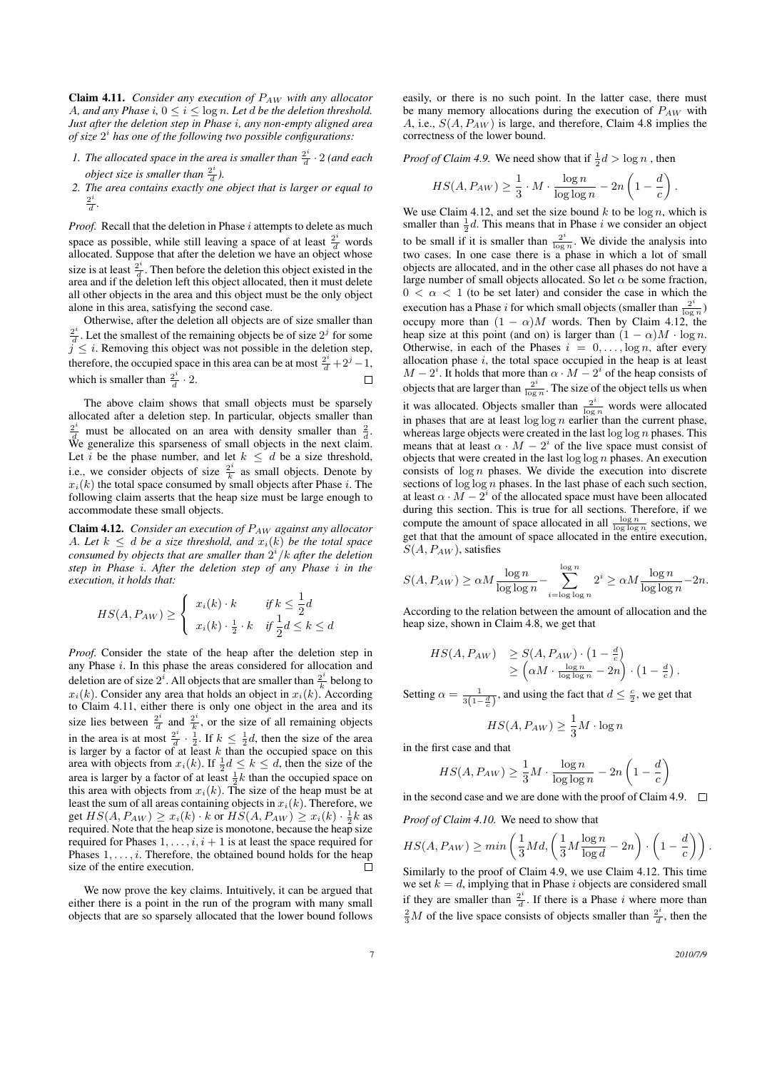**Claim 4.11.** *Consider any execution of $P_{AW}$ with any allocator $A$, and any Phase $i$, $0 \le i \le \log n$. Let $d$ be the deletion threshold. Just after the deletion step in Phase $i$, any non-empty aligned area of size $2^i$ has one of the following two possible configurations:*

1. *The allocated space in the area is smaller than $\frac{2^i}{d} \cdot 2$ (and each object size is smaller than $\frac{2^i}{d}$).*
2. *The area contains exactly one object that is larger or equal to $\frac{2^i}{d}$.*

*Proof.* Recall that the deletion in Phase $i$ attempts to delete as much space as possible, while still leaving a space of at least $\frac{2^i}{d}$ words allocated. Suppose that after the deletion we have an object whose size is at least $\frac{2^i}{d}$. Then before the deletion this object existed in the area and if the deletion left this object allocated, then it must delete all other objects in the area and this object must be the only object alone in this area, satisfying the second case.

Otherwise, after the deletion all objects are of size smaller than $\frac{2^i}{d}$. Let the smallest of the remaining objects be of size $2^j$ for some $j \le i$. Removing this object was not possible in the deletion step, therefore, the occupied space in this area can be at most $\frac{2^i}{d} + 2^j - 1$, which is smaller than $\frac{2^i}{d} \cdot 2$. □

The above claim shows that small objects must be sparsely allocated after a deletion step. In particular, objects smaller than $\frac{2^i}{d}$ must be allocated on an area with density smaller than $\frac{2}{d}$. We generalize this sparseness of small objects in the next claim. Let $i$ be the phase number, and let $k \le d$ be a size threshold, i.e., we consider objects of size $\frac{2^i}{k}$ as small objects. Denote by $x_i(k)$ the total space consumed by small objects after Phase $i$. The following claim asserts that the heap size must be large enough to accommodate these small objects.

**Claim 4.12.** *Consider an execution of $P_{AW}$ against any allocator $A$. Let $k \le d$ be a size threshold, and $x_i(k)$ be the total space consumed by objects that are smaller than $2^i/k$ after the deletion step in Phase $i$. After the deletion step of any Phase $i$ in the execution, it holds that:*

$$HS(A, P_{AW}) \ge \begin{cases} x_i(k) \cdot k & \text{if } k \le \frac{1}{2}d \\ x_i(k) \cdot \frac{1}{2} \cdot k & \text{if } \frac{1}{2}d \le k \le d \end{cases}$$

*Proof.* Consider the state of the heap after the deletion step in any Phase $i$. In this phase the areas considered for allocation and deletion are of size $2^i$. All objects that are smaller than $\frac{2^i}{k}$ belong to $x_i(k)$. Consider any area that holds an object in $x_i(k)$. According to Claim 4.11, either there is only one object in the area and its size lies between $\frac{2^i}{d}$ and $\frac{2^i}{k}$, or the size of all remaining objects in the area is at most $\frac{2^i}{d} \cdot \frac{1}{2}$. If $k \le \frac{1}{2}d$, then the size of the area is larger by a factor of at least $k$ than the occupied space on this area with objects from $x_i(k)$. If $\frac{1}{2}d \le k \le d$, then the size of the area is larger by a factor of at least $\frac{1}{2}k$ than the occupied space on this area with objects from $x_i(k)$. The size of the heap must be at least the sum of all areas containing objects in $x_i(k)$. Therefore, we get $HS(A, P_{AW}) \ge x_i(k) \cdot k$ or $HS(A, P_{AW}) \ge x_i(k) \cdot \frac{1}{2}k$ as required. Note that the heap size is monotone, because the heap size required for Phases $1, \ldots, i, i+1$ is at least the space required for Phases $1, \ldots, i$. Therefore, the obtained bound holds for the heap size of the entire execution. □

We now prove the key claims. Intuitively, it can be argued that either there is a point in the run of the program with many small objects that are so sparsely allocated that the lower bound follows easily, or there is no such point. In the latter case, there must be many memory allocations during the execution of $P_{AW}$ with $A$, i.e., $S(A, P_{AW})$ is large, and therefore, Claim 4.8 implies the correctness of the lower bound.

*Proof of Claim 4.9.* We need show that if $\frac{1}{2}d > \log n$ , then

$$HS(A, P_{AW}) \ge \frac{1}{3} \cdot M \cdot \frac{\log n}{\log \log n} - 2n\left(1 - \frac{d}{c}\right).$$

We use Claim 4.12, and set the size bound $k$ to be $\log n$, which is smaller than $\frac{1}{2}d$. This means that in Phase $i$ we consider an object to be small if it is smaller than $\frac{2^i}{\log n}$. We divide the analysis into two cases. In one case there is a phase in which a lot of small objects are allocated, and in the other case all phases do not have a large number of small objects allocated. So let $\alpha$ be some fraction, $0 < \alpha < 1$ (to be set later) and consider the case in which the execution has a Phase $i$ for which small objects (smaller than $\frac{2^i}{\log n}$) occupy more than $(1 - \alpha)M$ words. Then by Claim 4.12, the heap size at this point (and on) is larger than $(1 - \alpha)M \cdot \log n$. Otherwise, in each of the Phases $i = 0, \ldots, \log n$, after every allocation phase $i$, the total space occupied in the heap is at least $M - 2^i$. It holds that more than $\alpha \cdot M - 2^i$ of the heap consists of objects that are larger than $\frac{2^i}{\log n}$. The size of the object tells us when it was allocated. Objects smaller than $\frac{2^i}{\log n}$ words were allocated in phases that are at least $\log \log n$ earlier than the current phase, whereas large objects were created in the last $\log \log n$ phases. This means that at least $\alpha \cdot M - 2^i$ of the live space must consist of objects that were created in the last $\log \log n$ phases. An execution consists of $\log n$ phases. We divide the execution into discrete sections of $\log \log n$ phases. In the last phase of each such section, at least $\alpha \cdot M - 2^i$ of the allocated space must have been allocated during this section. This is true for all sections. Therefore, if we compute the amount of space allocated in all $\frac{\log n}{\log \log n}$ sections, we get that that the amount of space allocated in the entire execution, $S(A, P_{AW})$, satisfies

$$S(A, P_{AW}) \ge \alpha M \frac{\log n}{\log \log n} - \sum_{i = \log \log n}^{\log n} 2^i \ge \alpha M \frac{\log n}{\log \log n} - 2n.$$

According to the relation between the amount of allocation and the heap size, shown in Claim 4.8, we get that

$$\begin{aligned} HS(A, P_{AW}) &\ge S(A, P_{AW}) \cdot \left(1 - \frac{d}{c}\right) \\ &\ge \left(\alpha M \cdot \frac{\log n}{\log \log n} - 2n\right) \cdot \left(1 - \frac{d}{c}\right). \end{aligned}$$

Setting $\alpha = \frac{1}{3\left(1 - \frac{d}{c}\right)}$, and using the fact that $d \le \frac{c}{2}$, we get that

$$HS(A, P_{AW}) \ge \frac{1}{3} M \cdot \log n$$

in the first case and that

$$HS(A, P_{AW}) \ge \frac{1}{3} M \cdot \frac{\log n}{\log \log n} - 2n\left(1 - \frac{d}{c}\right)$$

in the second case and we are done with the proof of Claim 4.9. □

*Proof of Claim 4.10.* We need to show that

$$HS(A, P_{AW}) \ge min\left(\frac{1}{3} Md, \left(\frac{1}{3} M \frac{\log n}{\log d} - 2n\right) \cdot \left(1 - \frac{d}{c}\right)\right).$$

Similarly to the proof of Claim 4.9, we use Claim 4.12. This time we set $k = d$, implying that in Phase $i$ objects are considered small if they are smaller than $\frac{2^i}{d}$. If there is a Phase $i$ where more than $\frac{2}{3}M$ of the live space consists of objects smaller than $\frac{2^i}{d}$, then the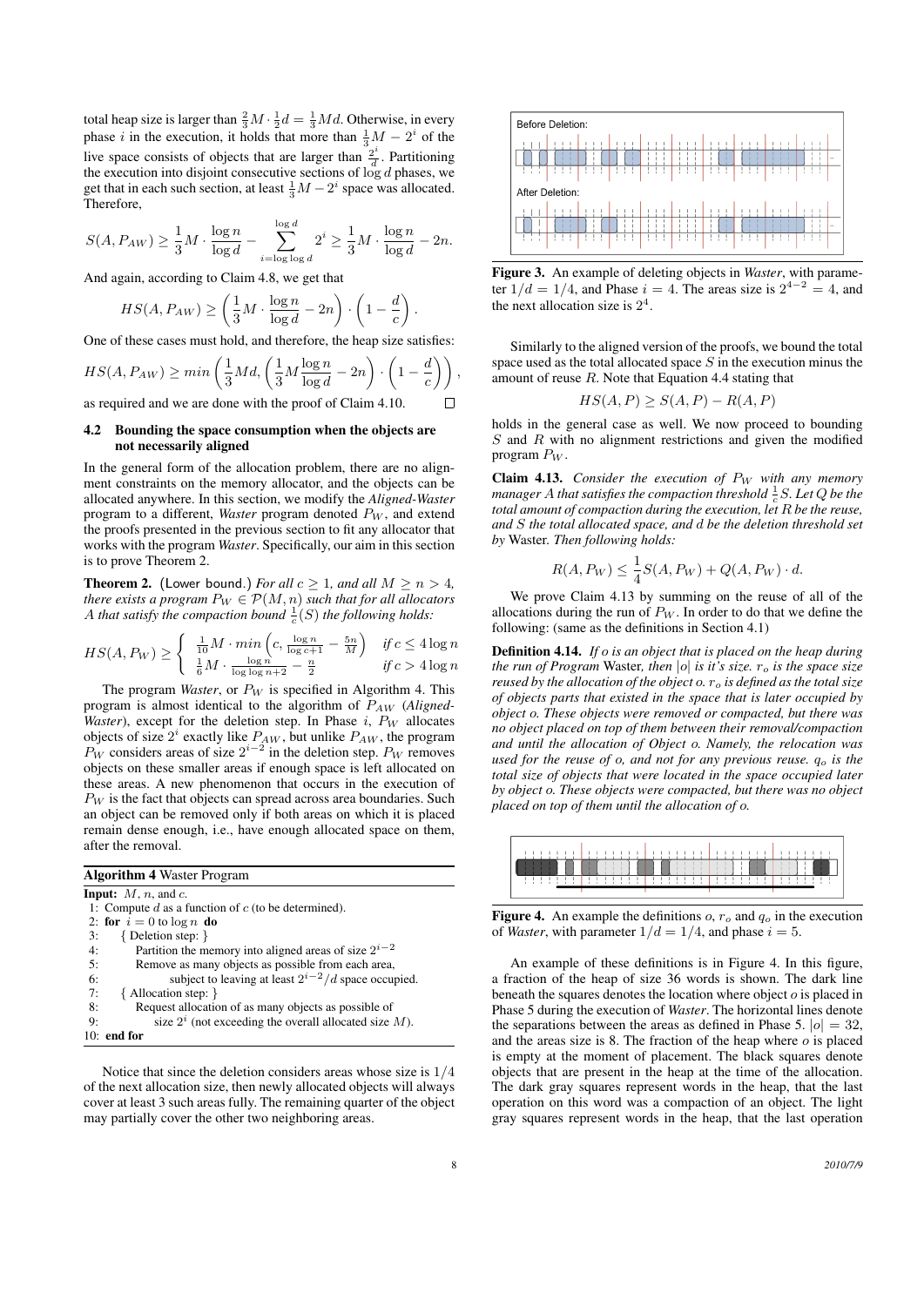total heap size is larger than $\frac{2}{3}M \cdot \frac{1}{2}d = \frac{1}{3}Md$. Otherwise, in every phase $i$ in the execution, it holds that more than $\frac{1}{3}M - 2^i$ of the live space consists of objects that are larger than $\frac{2^i}{d}$. Partitioning the execution into disjoint consecutive sections of $\log d$ phases, we get that in each such section, at least $\frac{1}{3}M - 2^i$ space was allocated. Therefore,

$$S(A, P_{AW}) \geq \frac{1}{3}M \cdot \frac{\log n}{\log d} - \sum_{i=\log\log d}^{\log d} 2^i \geq \frac{1}{3}M \cdot \frac{\log n}{\log d} - 2n.$$

And again, according to Claim 4.8, we get that

$$HS(A, P_{AW}) \geq \left(\frac{1}{3}M \cdot \frac{\log n}{\log d} - 2n\right) \cdot \left(1 - \frac{d}{c}\right).$$

One of these cases must hold, and therefore, the heap size satisfies:

$$HS(A, P_{AW}) \geq min\left(\frac{1}{3}Md, \left(\frac{1}{3}M\frac{\log n}{\log d} - 2n\right) \cdot \left(1 - \frac{d}{c}\right)\right),$$

as required and we are done with the proof of Claim 4.10. □

### 4.2 Bounding the space consumption when the objects are not necessarily aligned

In the general form of the allocation problem, there are no alignment constraints on the memory allocator, and the objects can be allocated anywhere. In this section, we modify the *Aligned-Waster* program to a different, *Waster* program denoted $P_W$, and extend the proofs presented in the previous section to fit any allocator that works with the program *Waster*. Specifically, our aim in this section is to prove Theorem 2.

**Theorem 2.** (Lower bound.) *For all $c \geq 1$, and all $M \geq n > 4$, there exists a program $P_W \in \mathcal{P}(M, n)$ such that for all allocators $A$ that satisfy the compaction bound $\frac{1}{c}(S)$ the following holds:*

$$HS(A, P_W) \geq \begin{cases} \frac{1}{10}M \cdot min\left(c, \frac{\log n}{\log c+1} - \frac{5n}{M}\right) & \text{if } c \leq 4\log n \\ \frac{1}{6}M \cdot \frac{\log n}{\log\log n+2} - \frac{n}{2} & \text{if } c > 4\log n \end{cases}$$

The program *Waster*, or $P_W$ is specified in Algorithm 4. This program is almost identical to the algorithm of $P_{AW}$ (*Aligned-Waster*), except for the deletion step. In Phase $i$, $P_W$ allocates objects of size $2^i$ exactly like $P_{AW}$, but unlike $P_{AW}$, the program $P_W$ considers areas of size $2^{i-2}$ in the deletion step. $P_W$ removes objects on these smaller areas if enough space is left allocated on these areas. A new phenomenon that occurs in the execution of $P_W$ is the fact that objects can spread across area boundaries. Such an object can be removed only if both areas on which it is placed remain dense enough, i.e., have enough allocated space on them, after the removal.

**Algorithm 4** Waster Program

```
Input: M, n, and c.
 1: Compute d as a function of c (to be determined).
 2: for i = 0 to log n do
 3:   { Deletion step: }
 4:     Partition the memory into aligned areas of size 2^(i-2)
 5:     Remove as many objects as possible from each area,
 6:         subject to leaving at least 2^(i-2)/d space occupied.
 7:   { Allocation step: }
 8:     Request allocation of as many objects as possible of
 9:         size 2^i (not exceeding the overall allocated size M).
10: end for
```

Notice that since the deletion considers areas whose size is $1/4$ of the next allocation size, then newly allocated objects will always cover at least 3 such areas fully. The remaining quarter of the object may partially cover the other two neighboring areas.

Figure 3. An example of deleting objects in *Waster*, with parameter $1/d = 1/4$, and Phase $i = 4$. The areas size is $2^{4-2} = 4$, and the next allocation size is $2^4$.

Similarly to the aligned version of the proofs, we bound the total space used as the total allocated space $S$ in the execution minus the amount of reuse $R$. Note that Equation 4.4 stating that

$$HS(A, P) \geq S(A, P) - R(A, P)$$

holds in the general case as well. We now proceed to bounding $S$ and $R$ with no alignment restrictions and given the modified program $P_W$.

**Claim 4.13.** *Consider the execution of $P_W$ with any memory manager $A$ that satisfies the compaction threshold $\frac{1}{c}S$. Let $Q$ be the total amount of compaction during the execution, let $R$ be the reuse, and $S$ the total allocated space, and $d$ be the deletion threshold set by* Waster. *Then following holds:*

$$R(A, P_W) \leq \frac{1}{4}S(A, P_W) + Q(A, P_W) \cdot d.$$

We prove Claim 4.13 by summing on the reuse of all of the allocations during the run of $P_W$. In order to do that we define the following: (same as the definitions in Section 4.1)

**Definition 4.14.** *If $o$ is an object that is placed on the heap during the run of Program* Waster, *then $|o|$ is it's size. $r_o$ is the space size reused by the allocation of the object $o$. $r_o$ is defined as the total size of objects parts that existed in the space that is later occupied by object $o$. These objects were removed or compacted, but there was no object placed on top of them between their removal/compaction and until the allocation of Object $o$. Namely, the relocation was used for the reuse of $o$, and not for any previous reuse. $q_o$ is the total size of objects that were located in the space occupied later by object $o$. These objects were compacted, but there was no object placed on top of them until the allocation of $o$.*

Figure 4. An example the definitions $o$, $r_o$ and $q_o$ in the execution of *Waster*, with parameter $1/d = 1/4$, and phase $i = 5$.

An example of these definitions is in Figure 4. In this figure, a fraction of the heap of size 36 words is shown. The dark line beneath the squares denotes the location where object $o$ is placed in Phase 5 during the execution of *Waster*. The horizontal lines denote the separations between the areas as defined in Phase 5. $|o| = 32$, and the areas size is 8. The fraction of the heap where $o$ is placed is empty at the moment of placement. The black squares denote objects that are present in the heap at the time of the allocation. The dark gray squares represent words in the heap, that the last operation on this word was a compaction of an object. The light gray squares represent words in the heap, that the last operation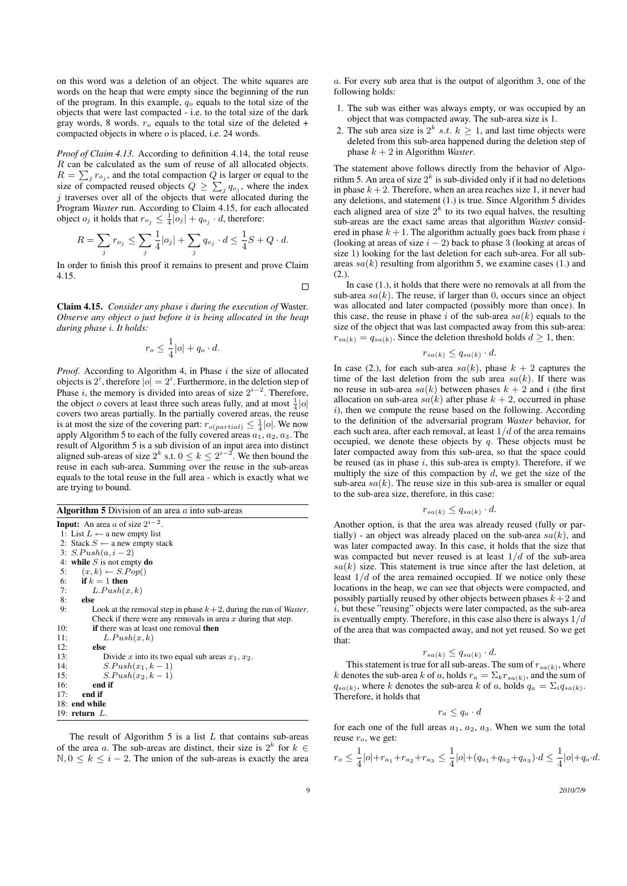on this word was a deletion of an object. The white squares are words on the heap that were empty since the beginning of the run of the program. In this example, $q_o$ equals to the total size of the objects that were last compacted - i.e. to the total size of the dark gray words, 8 words. $r_o$ equals to the total size of the deleted + compacted objects in where $o$ is placed, i.e. 24 words.

*Proof of Claim 4.13.* According to definition 4.14, the total reuse $R$ can be calculated as the sum of reuse of all allocated objects. $R = \sum_j r_{o_j}$, and the total compaction $Q$ is larger or equal to the size of compacted reused objects $Q \geq \sum_j q_{o_j}$, where the index $j$ traverses over all of the objects that were allocated during the Program *Waster* run. According to Claim 4.15, for each allocated object $o_j$ it holds that $r_{o_j} \leq \frac{1}{4}|o_j| + q_{o_j} \cdot d$, therefore:

$$R = \sum_j r_{o_j} \leq \sum_j \frac{1}{4}|o_j| + \sum_j q_{o_j} \cdot d \leq \frac{1}{4}S + Q \cdot d.$$

In order to finish this proof it remains to present and prove Claim 4.15. □

**Claim 4.15.** *Consider any phase $i$ during the execution of* Waster*. Observe any object $o$ just before it is being allocated in the heap during phase $i$. It holds:*

$$r_o \leq \frac{1}{4}|o| + q_o \cdot d.$$

*Proof.* According to Algorithm 4, in Phase $i$ the size of allocated objects is $2^i$, therefore $|o| = 2^i$. Furthermore, in the deletion step of Phase $i$, the memory is divided into areas of size $2^{i-2}$. Therefore, the object $o$ covers at least three such areas fully, and at most $\frac{1}{4}|o|$ covers two areas partially. In the partially covered areas, the reuse is at most the size of the covering part: $r_{o(partial)} \leq \frac{1}{4}|o|$. We now apply Algorithm 5 to each of the fully covered areas $a_1, a_2, a_3$. The result of Algorithm 5 is a sub division of an input area into distinct aligned sub-areas of size $2^k$ s.t. $0 \leq k \leq 2^{i-2}$. We then bound the reuse in each sub-area. Summing over the reuse in the sub-areas equals to the total reuse in the full area - which is exactly what we are trying to bound.

**Algorithm 5** Division of an area $a$ into sub-areas

```
Input: An area a of size 2^{i-2}.
 1: List L ← a new empty list
 2: Stack S ← a new empty stack
 3: S.Push(a, i − 2)
 4: while S is not empty do
 5:    (x, k) ← S.Pop()
 6:    if k = 1 then
 7:       L.Push(x, k)
 8:    else
 9:       Look at the removal step in phase k+2, during the run of Waster.
          Check if there were any removals in area x during that step.
10:       if there was at least one removal then
11:          L.Push(x, k)
12:       else
13:          Divide x into its two equal sub areas x1, x2.
14:          S.Push(x1, k − 1)
15:          S.Push(x2, k − 1)
16:       end if
17:    end if
18: end while
19: return L.
```

The result of Algorithm 5 is a list $L$ that contains sub-areas of the area $a$. The sub-areas are distinct, their size is $2^k$ for $k \in \mathbb{N}, 0 \leq k \leq i-2$. The union of the sub-areas is exactly the area $a$. For every sub area that is the output of algorithm 3, one of the following holds:

1. The sub was either was always empty, or was occupied by an object that was compacted away. The sub-area size is 1.
2. The sub area size is $2^k$ *s.t.* $k \geq 1$, and last time objects were deleted from this sub-area happened during the deletion step of phase $k+2$ in Algorithm *Waster*.

The statement above follows directly from the behavior of Algorithm 5. An area of size $2^k$ is sub-divided only if it had no deletions in phase $k+2$. Therefore, when an area reaches size 1, it never had any deletions, and statement (1.) is true. Since Algorithm 5 divides each aligned area of size $2^k$ to its two equal halves, the resulting sub-areas are the exact same areas that algorithm *Waster* considered in phase $k+1$. The algorithm actually goes back from phase $i$ (looking at areas of size $i-2$) back to phase 3 (looking at areas of size 1) looking for the last deletion for each sub-area. For all sub-areas $sa(k)$ resulting from algorithm 5, we examine cases (1.) and (2.).

In case (1.), it holds that there were no removals at all from the sub-area $sa(k)$. The reuse, if larger than 0, occurs since an object was allocated and later compacted (possibly more than once). In this case, the reuse in phase $i$ of the sub-area $sa(k)$ equals to the size of the object that was last compacted away from this sub-area: $r_{sa(k)} = q_{sa(k)}$. Since the deletion threshold holds $d \geq 1$, then:

$$r_{sa(k)} \leq q_{sa(k)} \cdot d.$$

In case (2.), for each sub-area $sa(k)$, phase $k+2$ captures the time of the last deletion from the sub area $sa(k)$. If there was no reuse in sub-area $sa(k)$ between phases $k+2$ and $i$ (the first allocation on sub-area $sa(k)$ after phase $k+2$, occurred in phase $i$), then we compute the reuse based on the following. According to the definition of the adversarial program *Waster* behavior, for each such area, after each removal, at least $1/d$ of the area remains occupied, we denote these objects by $q$. These objects must be later compacted away from this sub-area, so that the space could be reused (as in phase $i$, this sub-area is empty). Therefore, if we multiply the size of this compaction by $d$, we get the size of the sub-area $sa(k)$. The reuse size in this sub-area is smaller or equal to the sub-area size, therefore, in this case:

$$r_{sa(k)} \leq q_{sa(k)} \cdot d.$$

Another option, is that the area was already reused (fully or partially) - an object was already placed on the sub-area $sa(k)$, and was later compacted away. In this case, it holds that the size that was compacted but never reused is at least $1/d$ of the sub-area $sa(k)$ size. This statement is true since after the last deletion, at least $1/d$ of the area remained occupied. If we notice only these locations in the heap, we can see that objects were compacted, and possibly partially reused by other objects between phases $k+2$ and $i$, but these "reusing" objects were later compacted, as the sub-area is eventually empty. Therefore, in this case also there is always $1/d$ of the area that was compacted away, and not yet reused. So we get that:

$$r_{sa(k)} \leq q_{sa(k)} \cdot d.$$

This statement is true for all sub-areas. The sum of $r_{sa(k)}$, where $k$ denotes the sub-area $k$ of $a$, holds $r_a = \Sigma_k r_{sa(k)}$, and the sum of $q_{sa(k)}$, where $k$ denotes the sub-area $k$ of $a$, holds $q_a = \Sigma_i q_{sa(k)}$. Therefore, it holds that

$$r_a \leq q_a \cdot d$$

for each one of the full areas $a_1$, $a_2$, $a_3$. When we sum the total reuse $r_o$, we get:

$$r_o \leq \frac{1}{4}|o| + r_{a_1} + r_{a_2} + r_{a_3} \leq \frac{1}{4}|o| + (q_{a_1} + q_{a_2} + q_{a_3}) \cdot d \leq \frac{1}{4}|o| + q_o \cdot d.$$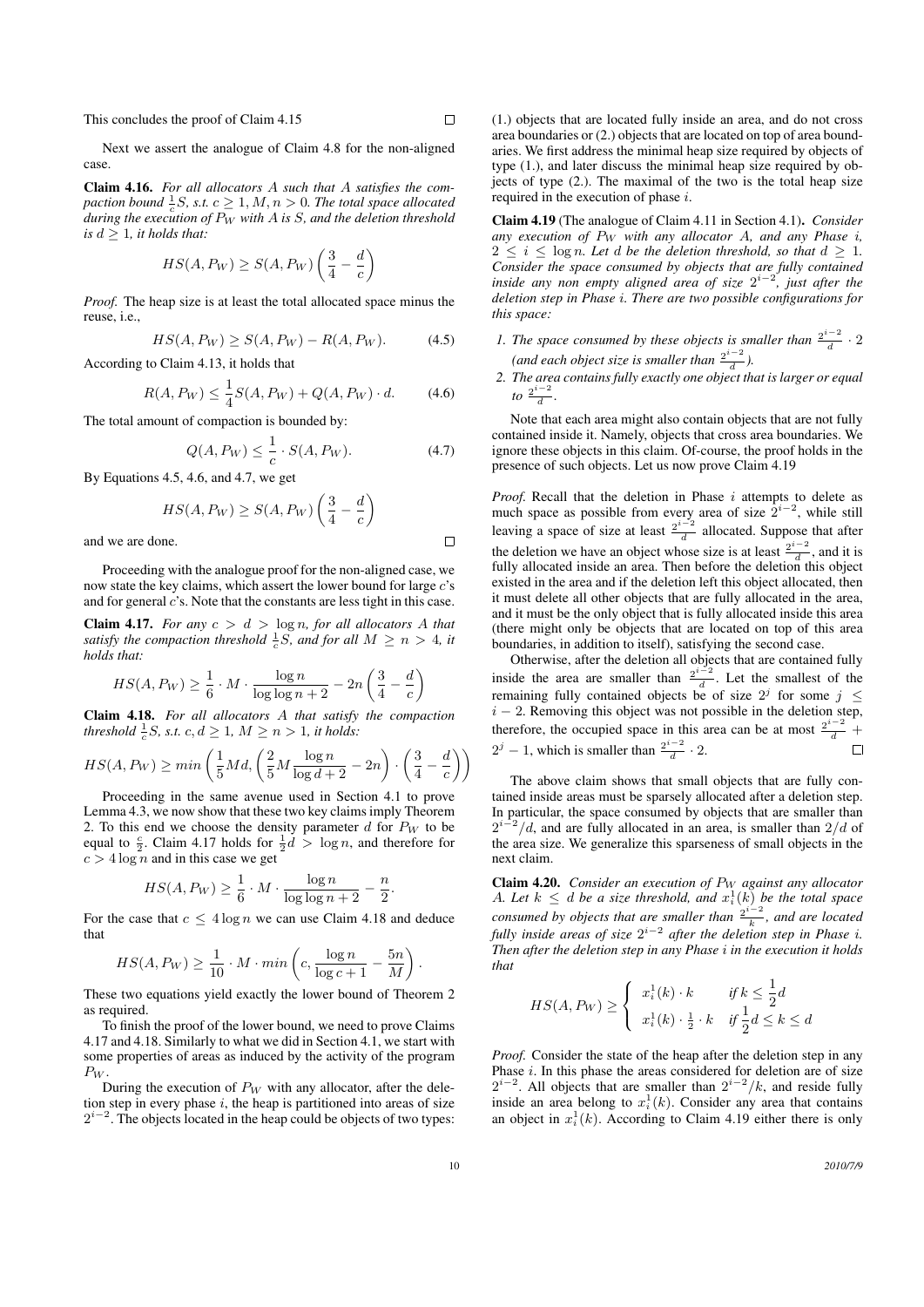This concludes the proof of Claim 4.15 ∎

Next we assert the analogue of Claim 4.8 for the non-aligned case.

**Claim 4.16.** *For all allocators $A$ such that $A$ satisfies the compaction bound $\frac{1}{c}S$, s.t. $c \geq 1$, $M, n > 0$. The total space allocated during the execution of $P_W$ with $A$ is $S$, and the deletion threshold is $d \geq 1$, it holds that:*

$$HS(A, P_W) \geq S(A, P_W)\left(\frac{3}{4} - \frac{d}{c}\right)$$

*Proof.* The heap size is at least the total allocated space minus the reuse, i.e.,

$$HS(A, P_W) \geq S(A, P_W) - R(A, P_W). \tag{4.5}$$

According to Claim 4.13, it holds that

$$R(A, P_W) \leq \frac{1}{4}S(A, P_W) + Q(A, P_W) \cdot d. \tag{4.6}$$

The total amount of compaction is bounded by:

$$Q(A, P_W) \leq \frac{1}{c} \cdot S(A, P_W). \tag{4.7}$$

By Equations 4.5, 4.6, and 4.7, we get

$$HS(A, P_W) \geq S(A, P_W)\left(\frac{3}{4} - \frac{d}{c}\right)$$

and we are done. ∎

Proceeding with the analogue proof for the non-aligned case, we now state the key claims, which assert the lower bound for large $c$'s and for general $c$'s. Note that the constants are less tight in this case.

**Claim 4.17.** *For any $c > d > \log n$, for all allocators $A$ that satisfy the compaction threshold $\frac{1}{c}S$, and for all $M \geq n > 4$, it holds that:*

$$HS(A, P_W) \geq \frac{1}{6} \cdot M \cdot \frac{\log n}{\log\log n + 2} - 2n\left(\frac{3}{4} - \frac{d}{c}\right)$$

**Claim 4.18.** *For all allocators $A$ that satisfy the compaction threshold $\frac{1}{c}S$, s.t. $c, d \geq 1$, $M \geq n > 1$, it holds:*

$$HS(A, P_W) \geq min\left(\frac{1}{5}Md, \left(\frac{2}{5}M\frac{\log n}{\log d + 2} - 2n\right) \cdot \left(\frac{3}{4} - \frac{d}{c}\right)\right)$$

Proceeding in the same avenue used in Section 4.1 to prove Lemma 4.3, we now show that these two key claims imply Theorem 2. To this end we choose the density parameter $d$ for $P_W$ to be equal to $\frac{c}{2}$. Claim 4.17 holds for $\frac{1}{2}d > \log n$, and therefore for $c > 4\log n$ and in this case we get

$$HS(A, P_W) \geq \frac{1}{6} \cdot M \cdot \frac{\log n}{\log\log n + 2} - \frac{n}{2}.$$

For the case that $c \leq 4\log n$ we can use Claim 4.18 and deduce that

$$HS(A, P_W) \geq \frac{1}{10} \cdot M \cdot min\left(c, \frac{\log n}{\log c + 1} - \frac{5n}{M}\right).$$

These two equations yield exactly the lower bound of Theorem 2 as required.

To finish the proof of the lower bound, we need to prove Claims 4.17 and 4.18. Similarly to what we did in Section 4.1, we start with some properties of areas as induced by the activity of the program $P_W$.

During the execution of $P_W$ with any allocator, after the deletion step in every phase $i$, the heap is partitioned into areas of size $2^{i-2}$. The objects located in the heap could be objects of two types: (1.) objects that are located fully inside an area, and do not cross area boundaries or (2.) objects that are located on top of area boundaries. We first address the minimal heap size required by objects of type (1.), and later discuss the minimal heap size required by objects of type (2.). The maximal of the two is the total heap size required in the execution of phase $i$.

**Claim 4.19** (The analogue of Claim 4.11 in Section 4.1)**.** *Consider any execution of $P_W$ with any allocator $A$, and any Phase $i$, $2 \leq i \leq \log n$. Let $d$ be the deletion threshold, so that $d \geq 1$. Consider the space consumed by objects that are fully contained inside any non empty aligned area of size $2^{i-2}$, just after the deletion step in Phase $i$. There are two possible configurations for this space:*

1. *The space consumed by these objects is smaller than $\frac{2^{i-2}}{d} \cdot 2$ (and each object size is smaller than $\frac{2^{i-2}}{d}$).*
2. *The area contains fully exactly one object that is larger or equal to $\frac{2^{i-2}}{d}$.*

Note that each area might also contain objects that are not fully contained inside it. Namely, objects that cross area boundaries. We ignore these objects in this claim. Of-course, the proof holds in the presence of such objects. Let us now prove Claim 4.19

*Proof.* Recall that the deletion in Phase $i$ attempts to delete as much space as possible from every area of size $2^{i-2}$, while still leaving a space of size at least $\frac{2^{i-2}}{d}$ allocated. Suppose that after the deletion we have an object whose size is at least $\frac{2^{i-2}}{d}$, and it is fully allocated inside an area. Then before the deletion this object existed in the area and if the deletion left this object allocated, then it must delete all other objects that are fully allocated in the area, and it must be the only object that is fully allocated inside this area (there might only be objects that are located on top of this area boundaries, in addition to itself), satisfying the second case.

Otherwise, after the deletion all objects that are contained fully inside the area are smaller than $\frac{2^{i-2}}{d}$. Let the smallest of the remaining fully contained objects be of size $2^j$ for some $j \leq i-2$. Removing this object was not possible in the deletion step, therefore, the occupied space in this area can be at most $\frac{2^{i-2}}{d} + 2^j - 1$, which is smaller than $\frac{2^{i-2}}{d} \cdot 2$. ∎

The above claim shows that small objects that are fully contained inside areas must be sparsely allocated after a deletion step. In particular, the space consumed by objects that are smaller than $2^{i-2}/d$, and are fully allocated in an area, is smaller than $2/d$ of the area size. We generalize this sparseness of small objects in the next claim.

**Claim 4.20.** *Consider an execution of $P_W$ against any allocator $A$. Let $k \leq d$ be a size threshold, and $x_i^1(k)$ be the total space consumed by objects that are smaller than $\frac{2^{i-2}}{k}$, and are located fully inside areas of size $2^{i-2}$ after the deletion step in Phase $i$. Then after the deletion step in any Phase $i$ in the execution it holds that*

$$HS(A, P_W) \geq \begin{cases} x_i^1(k) \cdot k & \text{if } k \leq \frac{1}{2}d \\ x_i^1(k) \cdot \frac{1}{2} \cdot k & \text{if } \frac{1}{2}d \leq k \leq d \end{cases}$$

*Proof.* Consider the state of the heap after the deletion step in any Phase $i$. In this phase the areas considered for deletion are of size $2^{i-2}$. All objects that are smaller than $2^{i-2}/k$, and reside fully inside an area belong to $x_i^1(k)$. Consider any area that contains an object in $x_i^1(k)$. According to Claim 4.19 either there is only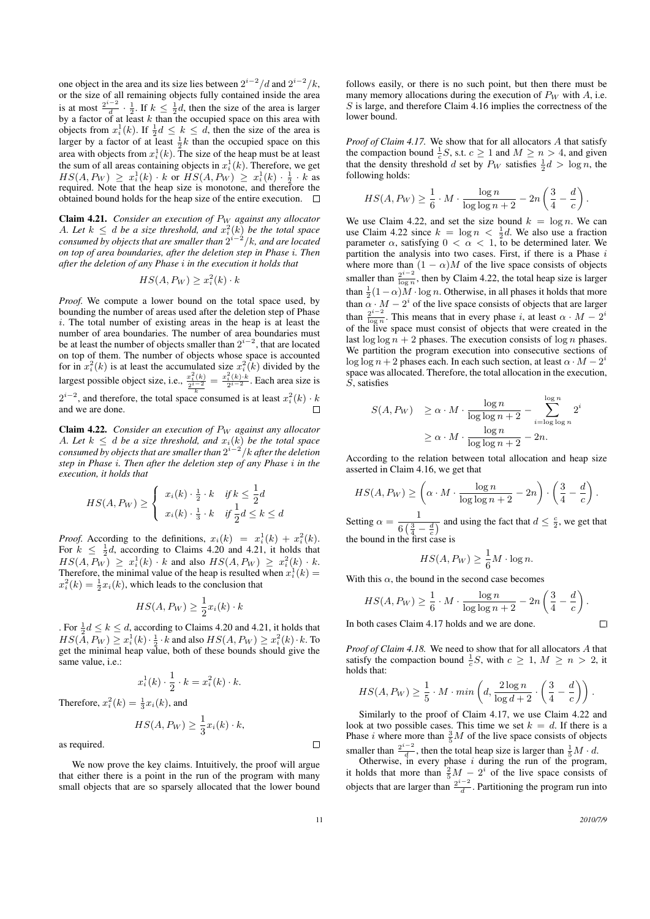one object in the area and its size lies between $2^{i-2}/d$ and $2^{i-2}/k$, or the size of all remaining objects fully contained inside the area is at most $\frac{2^{i-2}}{d} \cdot \frac{1}{2}$. If $k \leq \frac{1}{2}d$, then the size of the area is larger by a factor of at least $k$ than the occupied space on this area with objects from $x_i^1(k)$. If $\frac{1}{2}d \leq k \leq d$, then the size of the area is larger by a factor of at least $\frac{1}{2}k$ than the occupied space on this area with objects from $x_i^1(k)$. The size of the heap must be at least the sum of all areas containing objects in $x_i^1(k)$. Therefore, we get $HS(A, P_W) \geq x_i^1(k) \cdot k$ or $HS(A, P_W) \geq x_i^1(k) \cdot \frac{1}{2} \cdot k$ as required. Note that the heap size is monotone, and therefore the obtained bound holds for the heap size of the entire execution. $\square$

**Claim 4.21.** *Consider an execution of $P_W$ against any allocator $A$. Let $k \leq d$ be a size threshold, and $x_i^2(k)$ be the total space consumed by objects that are smaller than $2^{i-2}/k$, and are located on top of area boundaries, after the deletion step in Phase $i$. Then after the deletion of any Phase $i$ in the execution it holds that*

$$HS(A, P_W) \geq x_i^2(k) \cdot k$$

*Proof.* We compute a lower bound on the total space used, by bounding the number of areas used after the deletion step of Phase $i$. The total number of existing areas in the heap is at least the number of area boundaries. The number of area boundaries must be at least the number of objects smaller than $2^{i-2}$, that are located on top of them. The number of objects whose space is accounted for in $x_i^2(k)$ is at least the accumulated size $x_i^2(k)$ divided by the largest possible object size, i.e., $\frac{x_i^2(k)}{\frac{2^{i-2}}{k}} = \frac{x_i^2(k) \cdot k}{2^{i-2}}$. Each area size is $2^{i-2}$, and therefore, the total space consumed is at least $x_i^2(k) \cdot k$ and we are done. $\square$

**Claim 4.22.** *Consider an execution of $P_W$ against any allocator $A$. Let $k \leq d$ be a size threshold, and $x_i(k)$ be the total space consumed by objects that are smaller than $2^{i-2}/k$ after the deletion step in Phase $i$. Then after the deletion step of any Phase $i$ in the execution, it holds that*

$$HS(A, P_W) \geq \begin{cases} x_i(k) \cdot \frac{1}{2} \cdot k & \text{if } k \leq \frac{1}{2}d \\ x_i(k) \cdot \frac{1}{3} \cdot k & \text{if } \frac{1}{2}d \leq k \leq d \end{cases}$$

*Proof.* According to the definitions, $x_i(k) = x_i^1(k) + x_i^2(k)$. For $k \leq \frac{1}{2}d$, according to Claims 4.20 and 4.21, it holds that $HS(A, P_W) \geq x_i^1(k) \cdot k$ and also $HS(A, P_W) \geq x_i^2(k) \cdot k$. Therefore, the minimal value of the heap is resulted when $x_i^1(k) = x_i^2(k) = \frac{1}{2}x_i(k)$, which leads to the conclusion that

$$HS(A, P_W) \geq \frac{1}{2}x_i(k) \cdot k$$

. For $\frac{1}{2}d \leq k \leq d$, according to Claims 4.20 and 4.21, it holds that $HS(A, P_W) \geq x_i^1(k) \cdot \frac{1}{2} \cdot k$ and also $HS(A, P_W) \geq x_i^2(k) \cdot k$. To get the minimal heap value, both of these bounds should give the same value, i.e.:

$$x_i^1(k) \cdot \frac{1}{2} \cdot k = x_i^2(k) \cdot k.$$

Therefore, $x_i^2(k) = \frac{1}{3}x_i(k)$, and

$$HS(A, P_W) \geq \frac{1}{3}x_i(k) \cdot k,$$

as required. $\square$

We now prove the key claims. Intuitively, the proof will argue that either there is a point in the run of the program with many small objects that are so sparsely allocated that the lower bound follows easily, or there is no such point, but then there must be many memory allocations during the execution of $P_W$ with $A$, i.e. $S$ is large, and therefore Claim 4.16 implies the correctness of the lower bound.

*Proof of Claim 4.17.* We show that for all allocators $A$ that satisfy the compaction bound $\frac{1}{c}S$, s.t. $c \geq 1$ and $M \geq n > 4$, and given that the density threshold $d$ set by $P_W$ satisfies $\frac{1}{2}d > \log n$, the following holds:

$$HS(A, P_W) \geq \frac{1}{6} \cdot M \cdot \frac{\log n}{\log \log n + 2} - 2n\left(\frac{3}{4} - \frac{d}{c}\right).$$

We use Claim 4.22, and set the size bound $k = \log n$. We can use Claim 4.22 since $k = \log n < \frac{1}{2}d$. We also use a fraction parameter $\alpha$, satisfying $0 < \alpha < 1$, to be determined later. We partition the analysis into two cases. First, if there is a Phase $i$ where more than $(1 - \alpha)M$ of the live space consists of objects smaller than $\frac{2^{i-2}}{\log n}$, then by Claim 4.22, the total heap size is larger than $\frac{1}{2}(1-\alpha)M \cdot \log n$. Otherwise, in all phases it holds that more than $\alpha \cdot M - 2^i$ of the live space consists of objects that are larger than $\frac{2^{i-2}}{\log n}$. This means that in every phase $i$, at least $\alpha \cdot M - 2^i$ of the live space must consist of objects that were created in the last $\log \log n + 2$ phases. The execution consists of $\log n$ phases. We partition the program execution into consecutive sections of $\log \log n + 2$ phases each. In each such section, at least $\alpha \cdot M - 2^i$ space was allocated. Therefore, the total allocation in the execution, $S$, satisfies

$$\begin{aligned} S(A, P_W) &\geq \alpha \cdot M \cdot \frac{\log n}{\log \log n + 2} - \sum_{i=\log \log n}^{\log n} 2^i \\ &\geq \alpha \cdot M \cdot \frac{\log n}{\log \log n + 2} - 2n. \end{aligned}$$

According to the relation between total allocation and heap size asserted in Claim 4.16, we get that

$$HS(A, P_W) \geq \left(\alpha \cdot M \cdot \frac{\log n}{\log \log n + 2} - 2n\right) \cdot \left(\frac{3}{4} - \frac{d}{c}\right).$$

Setting $\alpha = \dfrac{1}{6\left(\frac{3}{4} - \frac{d}{c}\right)}$ and using the fact that $d \leq \frac{c}{2}$, we get that the bound in the first case is

$$HS(A, P_W) \geq \frac{1}{6}M \cdot \log n.$$

With this $\alpha$, the bound in the second case becomes

$$HS(A, P_W) \geq \frac{1}{6} \cdot M \cdot \frac{\log n}{\log \log n + 2} - 2n\left(\frac{3}{4} - \frac{d}{c}\right).$$

In both cases Claim 4.17 holds and we are done. $\square$

*Proof of Claim 4.18.* We need to show that for all allocators $A$ that satisfy the compaction bound $\frac{1}{c}S$, with $c \geq 1$, $M \geq n > 2$, it holds that:

$$HS(A, P_W) \geq \frac{1}{5} \cdot M \cdot min\left(d, \frac{2\log n}{\log d + 2} \cdot \left(\frac{3}{4} - \frac{d}{c}\right)\right).$$

Similarly to the proof of Claim 4.17, we use Claim 4.22 and look at two possible cases. This time we set $k = d$. If there is a Phase $i$ where more than $\frac{3}{5}M$ of the live space consists of objects smaller than $\frac{2^{i-2}}{d}$, then the total heap size is larger than $\frac{1}{5}M \cdot d$.

Otherwise, in every phase $i$ during the run of the program, it holds that more than $\frac{2}{5}M - 2^i$ of the live space consists of objects that are larger than $\frac{2^{i-2}}{d}$. Partitioning the program run into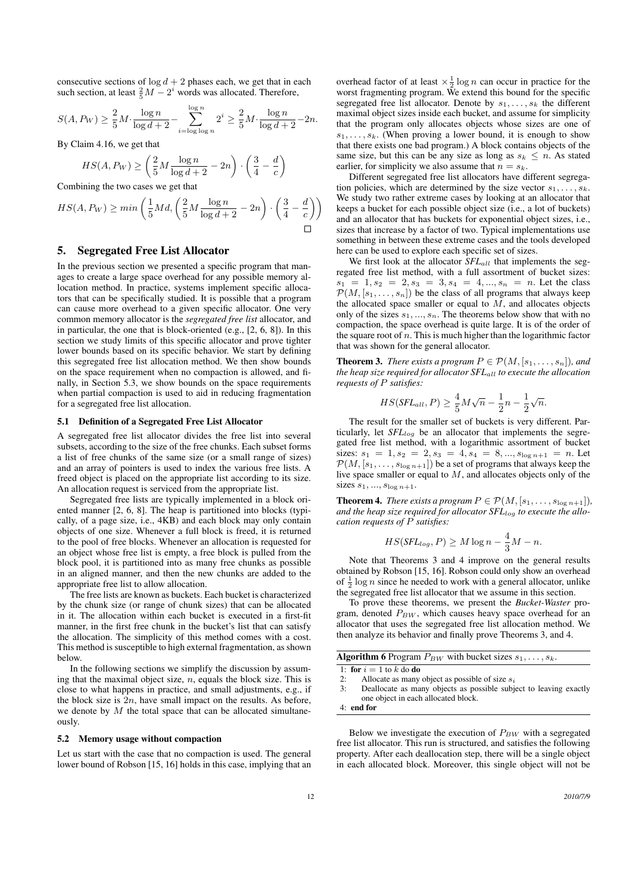consecutive sections of $\log d + 2$ phases each, we get that in each such section, at least $\frac{2}{5}M - 2^i$ words was allocated. Therefore,

$$S(A, P_W) \geq \frac{2}{5}M \cdot \frac{\log n}{\log d + 2} - \sum_{i=\log\log n}^{\log n} 2^i \geq \frac{2}{5}M \cdot \frac{\log n}{\log d + 2} - 2n.$$

By Claim 4.16, we get that

$$HS(A, P_W) \geq \left(\frac{2}{5}M\frac{\log n}{\log d + 2} - 2n\right) \cdot \left(\frac{3}{4} - \frac{d}{c}\right)$$

Combining the two cases we get that

$$HS(A, P_W) \geq min\left(\frac{1}{5}Md, \left(\frac{2}{5}M\frac{\log n}{\log d + 2} - 2n\right) \cdot \left(\frac{3}{4} - \frac{d}{c}\right)\right)$$

□

## 5. Segregated Free List Allocator

In the previous section we presented a specific program that manages to create a large space overhead for any possible memory allocation method. In practice, systems implement specific allocators that can be specifically studied. It is possible that a program can cause more overhead to a given specific allocator. One very common memory allocator is the *segregated free list* allocator, and in particular, the one that is block-oriented (e.g., [2, 6, 8]). In this section we study limits of this specific allocator and prove tighter lower bounds based on its specific behavior. We start by defining this segregated free list allocation method. We then show bounds on the space requirement when no compaction is allowed, and finally, in Section 5.3, we show bounds on the space requirements when partial compaction is used to aid in reducing fragmentation for a segregated free list allocation.

### 5.1 Definition of a Segregated Free List Allocator

A segregated free list allocator divides the free list into several subsets, according to the size of the free chunks. Each subset forms a list of free chunks of the same size (or a small range of sizes) and an array of pointers is used to index the various free lists. A freed object is placed on the appropriate list according to its size. An allocation request is serviced from the appropriate list.

Segregated free lists are typically implemented in a block oriented manner [2, 6, 8]. The heap is partitioned into blocks (typically, of a page size, i.e., 4KB) and each block may only contain objects of one size. Whenever a full block is freed, it is returned to the pool of free blocks. Whenever an allocation is requested for an object whose free list is empty, a free block is pulled from the block pool, it is partitioned into as many free chunks as possible in an aligned manner, and then the new chunks are added to the appropriate free list to allow allocation.

The free lists are known as buckets. Each bucket is characterized by the chunk size (or range of chunk sizes) that can be allocated in it. The allocation within each bucket is executed in a first-fit manner, in the first free chunk in the bucket's list that can satisfy the allocation. The simplicity of this method comes with a cost. This method is susceptible to high external fragmentation, as shown below.

In the following sections we simplify the discussion by assuming that the maximal object size, $n$, equals the block size. This is close to what happens in practice, and small adjustments, e.g., if the block size is $2n$, have small impact on the results. As before, we denote by $M$ the total space that can be allocated simultaneously.

### 5.2 Memory usage without compaction

Let us start with the case that no compaction is used. The general lower bound of Robson [15, 16] holds in this case, implying that an overhead factor of at least $\times\frac{1}{2}\log n$ can occur in practice for the worst fragmenting program. We extend this bound for the specific segregated free list allocator. Denote by $s_1, \ldots, s_k$ the different maximal object sizes inside each bucket, and assume for simplicity that the program only allocates objects whose sizes are one of $s_1, \ldots, s_k$. (When proving a lower bound, it is enough to show that there exists one bad program.) A block contains objects of the same size, but this can be any size as long as $s_k \leq n$. As stated earlier, for simplicity we also assume that $n = s_k$.

Different segregated free list allocators have different segregation policies, which are determined by the size vector $s_1, \ldots, s_k$. We study two rather extreme cases by looking at an allocator that keeps a bucket for each possible object size (i.e., a lot of buckets) and an allocator that has buckets for exponential object sizes, i.e., sizes that increase by a factor of two. Typical implementations use something in between these extreme cases and the tools developed here can be used to explore each specific set of sizes.

We first look at the allocator *SFL*$_{all}$ that implements the segregated free list method, with a full assortment of bucket sizes: $s_1 = 1, s_2 = 2, s_3 = 3, s_4 = 4, ..., s_n = n$. Let the class $\mathcal{P}(M, [s_1, \ldots, s_n])$ be the class of all programs that always keep the allocated space smaller or equal to $M$, and allocates objects only of the sizes $s_1, ..., s_n$. The theorems below show that with no compaction, the space overhead is quite large. It is of the order of the square root of $n$. This is much higher than the logarithmic factor that was shown for the general allocator.

**Theorem 3.** *There exists a program $P \in \mathcal{P}(M, [s_1, \ldots, s_n])$, and the heap size required for allocator SFL$_{all}$ to execute the allocation requests of $P$ satisfies:*

$$HS(SFL_{all}, P) \geq \frac{4}{5}M\sqrt{n} - \frac{1}{2}n - \frac{1}{2}\sqrt{n}.$$

The result for the smaller set of buckets is very different. Particularly, let *SFL*$_{log}$ be an allocator that implements the segregated free list method, with a logarithmic assortment of bucket sizes: $s_1 = 1, s_2 = 2, s_3 = 4, s_4 = 8, ..., s_{\log n+1} = n$. Let $\mathcal{P}(M, [s_1, \ldots, s_{\log n+1}])$ be a set of programs that always keep the live space smaller or equal to $M$, and allocates objects only of the sizes $s_1, ..., s_{\log n+1}$.

**Theorem 4.** *There exists a program $P \in \mathcal{P}(M, [s_1, \ldots, s_{\log n+1}])$, and the heap size required for allocator SFL$_{log}$ to execute the allocation requests of $P$ satisfies:*

$$HS(SFL_{log}, P) \geq M\log n - \frac{4}{3}M - n.$$

Note that Theorems 3 and 4 improve on the general results obtained by Robson [15, 16]. Robson could only show an overhead of $\frac{1}{2}\log n$ since he needed to work with a general allocator, unlike the segregated free list allocator that we assume in this section.

To prove these theorems, we present the *Bucket-Waster* program, denoted $P_{BW}$, which causes heavy space overhead for an allocator that uses the segregated free list allocation method. We then analyze its behavior and finally prove Theorems 3, and 4.

**Algorithm 6** Program $P_{BW}$ with bucket sizes $s_1, \ldots, s_k$.

```
1: for i = 1 to k do
2:    Allocate as many object as possible of size s_i
3:    Deallocate as many objects as possible subject to leaving exactly
      one object in each allocated block.
4: end for
```

Below we investigate the execution of $P_{BW}$ with a segregated free list allocator. This run is structured, and satisfies the following property. After each deallocation step, there will be a single object in each allocated block. Moreover, this single object will not be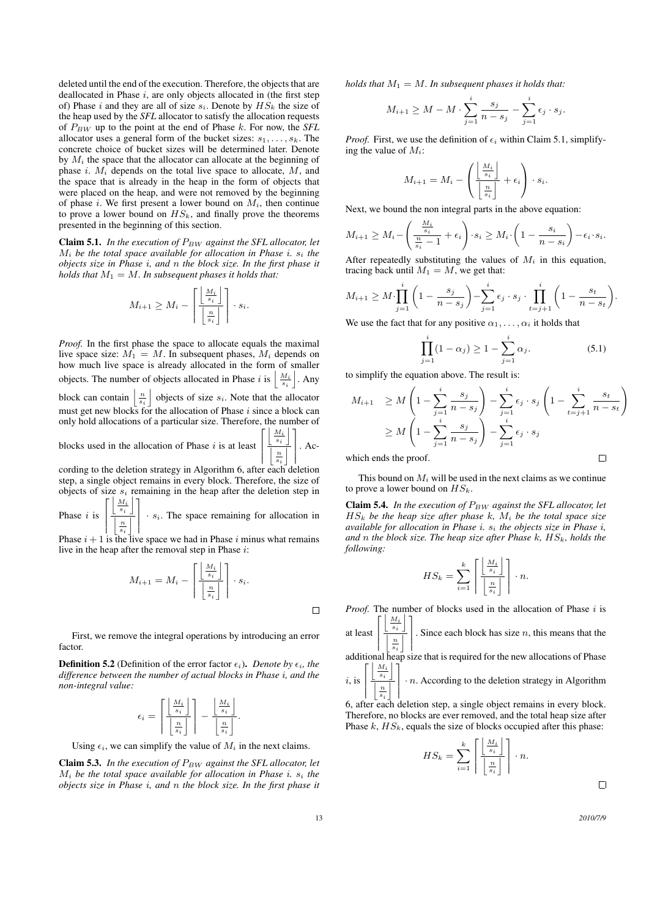deleted until the end of the execution. Therefore, the objects that are deallocated in Phase $i$, are only objects allocated in (the first step of) Phase $i$ and they are all of size $s_i$. Denote by $HS_k$ the size of the heap used by the *SFL* allocator to satisfy the allocation requests of $P_{BW}$ up to the point at the end of Phase $k$. For now, the *SFL* allocator uses a general form of the bucket sizes: $s_1, \ldots, s_k$. The concrete choice of bucket sizes will be determined later. Denote by $M_i$ the space that the allocator can allocate at the beginning of phase $i$. $M_i$ depends on the total live space to allocate, $M$, and the space that is already in the heap in the form of objects that were placed on the heap, and were not removed by the beginning of phase $i$. We first present a lower bound on $M_i$, then continue to prove a lower bound on $HS_k$, and finally prove the theorems presented in the beginning of this section.

**Claim 5.1.** *In the execution of $P_{BW}$ against the SFL allocator, let $M_i$ be the total space available for allocation in Phase $i$. $s_i$ the objects size in Phase $i$, and $n$ the block size. In the first phase it holds that $M_1 = M$. In subsequent phases it holds that:*

$$M_{i+1} \geq M_i - \left\lceil \frac{\left\lfloor \frac{M_i}{s_i} \right\rfloor}{\left\lfloor \frac{n}{s_i} \right\rfloor} \right\rceil \cdot s_i.$$

*Proof.* In the first phase the space to allocate equals the maximal live space size: $M_1 = M$. In subsequent phases, $M_i$ depends on how much live space is already allocated in the form of smaller objects. The number of objects allocated in Phase $i$ is $\left\lfloor \frac{M_i}{s_i} \right\rfloor$. Any block can contain $\left\lfloor \frac{n}{s_i} \right\rfloor$ objects of size $s_i$. Note that the allocator must get new blocks for the allocation of Phase $i$ since a block can only hold allocations of a particular size. Therefore, the number of blocks used in the allocation of Phase $i$ is at least $\left\lceil \frac{\left\lfloor \frac{M_i}{s_i} \right\rfloor}{\left\lfloor \frac{n}{s_i} \right\rfloor} \right\rceil$. According to the deletion strategy in Algorithm 6, after each deletion step, a single object remains in every block. Therefore, the size of objects of size $s_i$ remaining in the heap after the deletion step in Phase $i$ is $\left\lceil \frac{\left\lfloor \frac{M_i}{s_i} \right\rfloor}{\left\lfloor \frac{n}{s_i} \right\rfloor} \right\rceil \cdot s_i$. The space remaining for allocation in Phase $i+1$ is the live space we had in Phase $i$ minus what remains live in the heap after the removal step in Phase $i$:

$$M_{i+1} = M_i - \left\lceil \frac{\left\lfloor \frac{M_i}{s_i} \right\rfloor}{\left\lfloor \frac{n}{s_i} \right\rfloor} \right\rceil \cdot s_i.$$

□

First, we remove the integral operations by introducing an error factor.

**Definition 5.2** (Definition of the error factor $\epsilon_i$). *Denote by $\epsilon_i$, the difference between the number of actual blocks in Phase $i$, and the non-integral value:*

$$\epsilon_i = \left\lceil \frac{\left\lfloor \frac{M_i}{s_i} \right\rfloor}{\left\lfloor \frac{n}{s_i} \right\rfloor} \right\rceil - \frac{\left\lfloor \frac{M_i}{s_i} \right\rfloor}{\left\lfloor \frac{n}{s_i} \right\rfloor}.$$

Using $\epsilon_i$, we can simplify the value of $M_i$ in the next claims.

**Claim 5.3.** *In the execution of $P_{BW}$ against the SFL allocator, let $M_i$ be the total space available for allocation in Phase $i$. $s_i$ the objects size in Phase $i$, and $n$ the block size. In the first phase it holds that $M_1 = M$. In subsequent phases it holds that:*

$$M_{i+1} \geq M - M \cdot \sum_{j=1}^{i} \frac{s_j}{n - s_j} - \sum_{j=1}^{i} \epsilon_j \cdot s_j.$$

*Proof.* First, we use the definition of $\epsilon_i$ within Claim 5.1, simplifying the value of $M_i$:

$$M_{i+1} = M_i - \left( \frac{\left\lfloor \frac{M_i}{s_i} \right\rfloor}{\left\lfloor \frac{n}{s_i} \right\rfloor} + \epsilon_i \right) \cdot s_i.$$

Next, we bound the non integral parts in the above equation:

$$M_{i+1} \geq M_i - \left( \frac{\frac{M_i}{s_i}}{\frac{n}{s_i} - 1} + \epsilon_i \right) \cdot s_i \geq M_i \cdot \left( 1 - \frac{s_i}{n - s_i} \right) - \epsilon_i \cdot s_i.$$

After repeatedly substituting the values of $M_i$ in this equation, tracing back until $M_1 = M$, we get that:

$$M_{i+1} \geq M \cdot \prod_{j=1}^{i} \left( 1 - \frac{s_j}{n - s_j} \right) - \sum_{j=1}^{i} \epsilon_j \cdot s_j \cdot \prod_{t=j+1}^{i} \left( 1 - \frac{s_t}{n - s_t} \right).$$

We use the fact that for any positive $\alpha_1, \ldots, \alpha_i$ it holds that

$$\prod_{j=1}^{i} (1 - \alpha_j) \geq 1 - \sum_{j=1}^{i} \alpha_j. \tag{5.1}$$

to simplify the equation above. The result is:

$$\begin{aligned} M_{i+1} &\geq M \left( 1 - \sum_{j=1}^{i} \frac{s_j}{n - s_j} \right) - \sum_{j=1}^{i} \epsilon_j \cdot s_j \left( 1 - \sum_{t=j+1}^{i} \frac{s_t}{n - s_t} \right) \\ &\geq M \left( 1 - \sum_{j=1}^{i} \frac{s_j}{n - s_j} \right) - \sum_{j=1}^{i} \epsilon_j \cdot s_j \end{aligned}$$

which ends the proof. □

This bound on $M_i$ will be used in the next claims as we continue to prove a lower bound on $HS_k$.

**Claim 5.4.** *In the execution of $P_{BW}$ against the SFL allocator, let $HS_k$ be the heap size after phase $k$, $M_i$ be the total space size available for allocation in Phase $i$. $s_i$ the objects size in Phase $i$, and $n$ the block size. The heap size after Phase $k$, $HS_k$, holds the following:*

$$HS_k = \sum_{i=1}^{k} \left\lceil \frac{\left\lfloor \frac{M_i}{s_i} \right\rfloor}{\left\lfloor \frac{n}{s_i} \right\rfloor} \right\rceil \cdot n.$$

*Proof.* The number of blocks used in the allocation of Phase $i$ is at least $\left\lceil \frac{\left\lfloor \frac{M_i}{s_i} \right\rfloor}{\left\lfloor \frac{n}{s_i} \right\rfloor} \right\rceil$. Since each block has size $n$, this means that the additional heap size that is required for the new allocations of Phase $i$, is $\left\lceil \frac{\left\lfloor \frac{M_i}{s_i} \right\rfloor}{\left\lfloor \frac{n}{s_i} \right\rfloor} \right\rceil \cdot n$. According to the deletion strategy in Algorithm 6, after each deletion step, a single object remains in every block. Therefore, no blocks are ever removed, and the total heap size after Phase $k$, $HS_k$, equals the size of blocks occupied after this phase:

$$HS_k = \sum_{i=1}^{k} \left\lceil \frac{\left\lfloor \frac{M_i}{s_i} \right\rfloor}{\left\lfloor \frac{n}{s_i} \right\rfloor} \right\rceil \cdot n.$$

□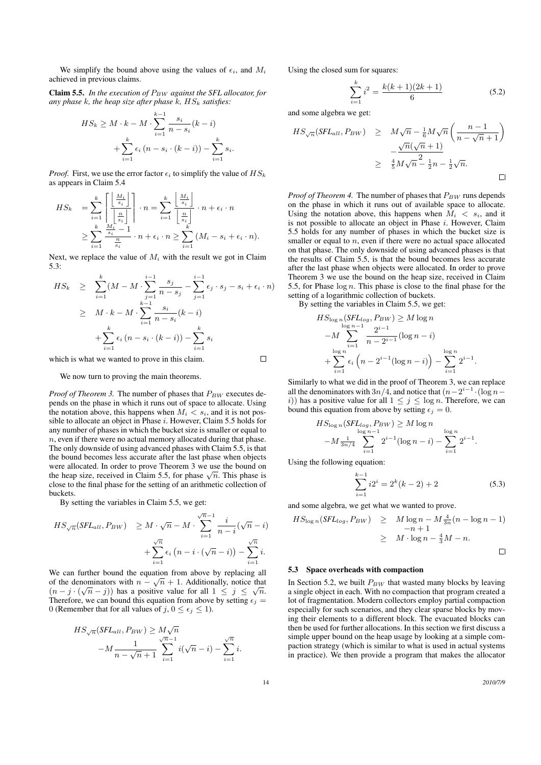We simplify the bound above using the values of $\epsilon_i$, and $M_i$ achieved in previous claims.

**Claim 5.5.** *In the execution of $P_{BW}$ against the SFL allocator, for any phase $k$, the heap size after phase $k$, $HS_k$ satisfies:*

$$HS_k \geq M \cdot k - M \cdot \sum_{i=1}^{k-1} \frac{s_i}{n - s_i}(k-i) + \sum_{i=1}^{k} \epsilon_i \left(n - s_i \cdot (k-i)\right) - \sum_{i=1}^{k} s_i.$$

*Proof.* First, we use the error factor $\epsilon_i$ to simplify the value of $HS_k$ as appears in Claim 5.4

$$\begin{aligned} HS_k &= \sum_{i=1}^{k} \left\lceil \frac{\left\lfloor \frac{M_i}{s_i} \right\rfloor}{\left\lfloor \frac{n}{s_i} \right\rfloor} \right\rceil \cdot n = \sum_{i=1}^{k} \frac{\left\lfloor \frac{M_i}{s_i} \right\rfloor}{\left\lfloor \frac{n}{s_i} \right\rfloor} \cdot n + \epsilon_i \cdot n \\ &\geq \sum_{i=1}^{k} \frac{\frac{M_i}{s_i} - 1}{\frac{n}{s_i}} \cdot n + \epsilon_i \cdot n \geq \sum_{i=1}^{k} (M_i - s_i + \epsilon_i \cdot n). \end{aligned}$$

Next, we replace the value of $M_i$ with the result we got in Claim 5.3:

$$\begin{aligned} HS_k &\geq \sum_{i=1}^{k} (M - M \cdot \sum_{j=1}^{i-1} \frac{s_j}{n - s_j} - \sum_{j=1}^{i-1} \epsilon_j \cdot s_j - s_i + \epsilon_i \cdot n) \\ &\geq M \cdot k - M \cdot \sum_{i=1}^{k-1} \frac{s_i}{n - s_i}(k-i) \\ &\quad + \sum_{i=1}^{k} \epsilon_i \left(n - s_i \cdot (k-i)\right) - \sum_{i=1}^{k} s_i \end{aligned}$$

which is what we wanted to prove in this claim. $\square$

We now turn to proving the main theorems.

*Proof of Theorem 3.* The number of phases that $P_{BW}$ executes depends on the phase in which it runs out of space to allocate. Using the notation above, this happens when $M_i < s_i$, and it is not possible to allocate an object in Phase $i$. However, Claim 5.5 holds for any number of phases in which the bucket size is smaller or equal to $n$, even if there were no actual memory allocated during that phase. The only downside of using advanced phases with Claim 5.5, is that the bound becomes less accurate after the last phase when objects were allocated. In order to prove Theorem 3 we use the bound on the heap size, received in Claim 5.5, for phase $\sqrt{n}$. This phase is close to the final phase for the setting of an arithmetic collection of buckets.

By setting the variables in Claim 5.5, we get:

$$HS_{\sqrt{n}}(SFL_{all}, P_{BW}) \geq M \cdot \sqrt{n} - M \cdot \sum_{i=1}^{\sqrt{n}-1} \frac{i}{n-i}(\sqrt{n} - i) + \sum_{i=1}^{\sqrt{n}} \epsilon_i \left(n - i \cdot (\sqrt{n} - i)\right) - \sum_{i=1}^{\sqrt{n}} i.$$

We can further bound the equation from above by replacing all of the denominators with $n - \sqrt{n} + 1$. Additionally, notice that $(n - j \cdot (\sqrt{n} - j))$ has a positive value for all $1 \leq j \leq \sqrt{n}$. Therefore, we can bound this equation from above by setting $\epsilon_j = 0$ (Remember that for all values of $j$, $0 \leq \epsilon_j \leq 1$).

$$HS_{\sqrt{n}}(SFL_{all}, P_{BW}) \geq M\sqrt{n} - M \frac{1}{n - \sqrt{n} + 1} \sum_{i=1}^{\sqrt{n}-1} i(\sqrt{n} - i) - \sum_{i=1}^{\sqrt{n}} i.$$

Using the closed sum for squares:

$$\sum_{i=1}^{k} i^2 = \frac{k(k+1)(2k+1)}{6} \tag{5.2}$$

and some algebra we get:

$$\begin{aligned} HS_{\sqrt{n}}(SFL_{all}, P_{BW}) &\geq M\sqrt{n} - \tfrac{1}{6} M \sqrt{n} \left( \frac{n-1}{n - \sqrt{n} + 1} \right) - \frac{\sqrt{n}(\sqrt{n}+1)}{2} \\ &\geq \tfrac{4}{5} M \sqrt{n} - \tfrac{1}{2} n - \tfrac{1}{2} \sqrt{n}. \end{aligned}$$

$\square$

*Proof of Theorem 4.* The number of phases that $P_{BW}$ runs depends on the phase in which it runs out of available space to allocate. Using the notation above, this happens when $M_i < s_i$, and it is not possible to allocate an object in Phase $i$. However, Claim 5.5 holds for any number of phases in which the bucket size is smaller or equal to $n$, even if there were no actual space allocated on that phase. The only downside of using advanced phases is that the results of Claim 5.5, is that the bound becomes less accurate after the last phase when objects were allocated. In order to prove Theorem 3 we use the bound on the heap size, received in Claim 5.5, for Phase $\log n$. This phase is close to the final phase for the setting of a logarithmic collection of buckets.

By setting the variables in Claim 5.5, we get:

$$\begin{aligned} &HS_{\log n}(SFL_{log}, P_{BW}) \geq M \log n \\ &- M \sum_{i=1}^{\log n - 1} \frac{2^{i-1}}{n - 2^{i-1}} (\log n - i) \\ &+ \sum_{i=1}^{\log n} \epsilon_i \left( n - 2^{i-1} (\log n - i) \right) - \sum_{i=1}^{\log n} 2^{i-1}. \end{aligned}$$

Similarly to what we did in the proof of Theorem 3, we can replace all the denominators with $3n/4$, and notice that $(n - 2^{i-1} \cdot (\log n - i))$ has a positive value for all $1 \leq j \leq \log n$. Therefore, we can bound this equation from above by setting $\epsilon_j = 0$.

$$\begin{aligned} &HS_{\log n}(SFL_{log}, P_{BW}) \geq M \log n \\ &- M \tfrac{1}{3n/4} \sum_{i=1}^{\log n - 1} 2^{i-1} (\log n - i) - \sum_{i=1}^{\log n} 2^{i-1}. \end{aligned}$$

Using the following equation:

$$\sum_{i=1}^{k-1} i 2^i = 2^k (k-2) + 2 \tag{5.3}$$

and some algebra, we get what we wanted to prove.

$$\begin{aligned} HS_{\log n}(SFL_{log}, P_{BW}) &\geq M \log n - M \tfrac{4}{3n}(n - \log n - 1) \\ &\quad - n + 1 \\ &\geq M \cdot \log n - \tfrac{4}{3} M - n. \end{aligned}$$

$\square$

### 5.3 Space overheads with compaction

In Section 5.2, we built $P_{BW}$ that wasted many blocks by leaving a single object in each. With no compaction that program created a lot of fragmentation. Modern collectors employ partial compaction especially for such scenarios, and they clear sparse blocks by moving their elements to a different block. The evacuated blocks can then be used for further allocations. In this section we first discuss a simple upper bound on the heap usage by looking at a simple compaction strategy (which is similar to what is used in actual systems in practice). We then provide a program that makes the allocator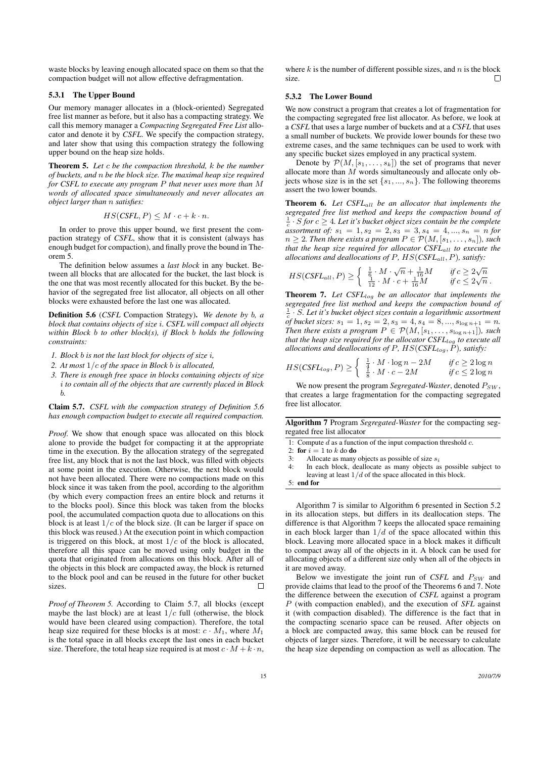waste blocks by leaving enough allocated space on them so that the compaction budget will not allow effective defragmentation.

### 5.3.1 The Upper Bound

Our memory manager allocates in a (block-oriented) Segregated free list manner as before, but it also has a compacting strategy. We call this memory manager a *Compacting Segregated Free List* allocator and denote it by *CSFL*. We specify the compaction strategy, and later show that using this compaction strategy the following upper bound on the heap size holds.

**Theorem 5.** *Let $c$ be the compaction threshold, $k$ be the number of buckets, and $n$ be the block size. The maximal heap size required for CSFL to execute any program $P$ that never uses more than $M$ words of allocated space simultaneously and never allocates an object larger than $n$ satisfies:*

$$HS(CSFL, P) \leq M \cdot c + k \cdot n.$$

In order to prove this upper bound, we first present the compaction strategy of *CSFL*, show that it is consistent (always has enough budget for compaction), and finally prove the bound in Theorem 5.

The definition below assumes a *last block* in any bucket. Between all blocks that are allocated for the bucket, the last block is the one that was most recently allocated for this bucket. By the behavior of the segregated free list allocator, all objects on all other blocks were exhausted before the last one was allocated.

**Definition 5.6** (*CSFL* Compaction Strategy)**.** *We denote by $b$, a block that contains objects of size $i$. CSFL will compact all objects within Block $b$ to other block(s), if Block $b$ holds the following constraints:*

1. *Block $b$ is not the last block for objects of size $i$,*
2. *At most $1/c$ of the space in Block $b$ is allocated,*
3. *There is enough free space in blocks containing objects of size $i$ to contain all of the objects that are currently placed in Block $b$.*

**Claim 5.7.** *CSFL with the compaction strategy of Definition 5.6 has enough compaction budget to execute all required compaction.*

*Proof.* We show that enough space was allocated on this block alone to provide the budget for compacting it at the appropriate time in the execution. By the allocation strategy of the segregated free list, any block that is not the last block, was filled with objects at some point in the execution. Otherwise, the next block would not have been allocated. There were no compactions made on this block since it was taken from the pool, according to the algorithm (by which every compaction frees an entire block and returns it to the blocks pool). Since this block was taken from the blocks pool, the accumulated compaction quota due to allocations on this block is at least $1/c$ of the block size. (It can be larger if space on this block was reused.) At the execution point in which compaction is triggered on this block, at most $1/c$ of the block is allocated, therefore all this space can be moved using only budget in the quota that originated from allocations on this block. After all of the objects in this block are compacted away, the block is returned to the block pool and can be reused in the future for other bucket sizes. □

*Proof of Theorem 5.* According to Claim 5.7, all blocks (except maybe the last block) are at least $1/c$ full (otherwise, the block would have been cleared using compaction). Therefore, the total heap size required for these blocks is at most: $c \cdot M_1$, where $M_1$ is the total space in all blocks except the last ones in each bucket size. Therefore, the total heap size required is at most $c \cdot M + k \cdot n$, where $k$ is the number of different possible sizes, and $n$ is the block size. □

### 5.3.2 The Lower Bound

We now construct a program that creates a lot of fragmentation for the compacting segregated free list allocator. As before, we look at a *CSFL* that uses a large number of buckets and at a *CSFL* that uses a small number of buckets. We provide lower bounds for these two extreme cases, and the same techniques can be used to work with any specific bucket sizes employed in any practical system.

Denote by $\mathcal{P}(M, [s_1, \ldots, s_k])$ the set of programs that never allocate more than $M$ words simultaneously and allocate only objects whose size is in the set $\{s_1, ..., s_n\}$. The following theorems assert the two lower bounds.

**Theorem 6.** *Let $CSFL_{all}$ be an allocator that implements the segregated free list method and keeps the compaction bound of $\frac{1}{c} \cdot S$ for $c \geq 4$. Let it's bucket object sizes contain be the complete assortment of: $s_1 = 1, s_2 = 2, s_3 = 3, s_4 = 4, ..., s_n = n$ for $n \geq 2$. Then there exists a program $P \in \mathcal{P}(M, [s_1, \ldots, s_n])$, such that the heap size required for allocator $CSFL_{all}$ to execute the allocations and deallocations of $P$, $HS(CSFL_{all}, P)$, satisfy:*

$$HS(CSFL_{all}, P) \geq \begin{cases} \frac{1}{6} \cdot M \cdot \sqrt{n} + \frac{1}{16} M & \text{if } c \geq 2\sqrt{n} \\ \frac{1}{12} \cdot M \cdot c + \frac{1}{16} M & \text{if } c \leq 2\sqrt{n}\,. \end{cases}$$

**Theorem 7.** *Let $CSFL_{log}$ be an allocator that implements the segregated free list method and keeps the compaction bound of $\frac{1}{c} \cdot S$. Let it's bucket object sizes contain a logarithmic assortment of bucket sizes: $s_1 = 1, s_2 = 2, s_3 = 4, s_4 = 8, ..., s_{\log n+1} = n$. Then there exists a program $P \in \mathcal{P}(M, [s_1, \ldots, s_{\log n+1}])$, such that the heap size required for the allocator $CSFL_{log}$ to execute all allocations and deallocations of $P$, $HS(CSFL_{log}, P)$, satisfy:*

$$HS(CSFL_{log}, P) \geq \begin{cases} \frac{1}{4} \cdot M \cdot \log n - 2M & \text{if } c \geq 2\log n \\ \frac{1}{8} \cdot M \cdot c - 2M & \text{if } c \leq 2\log n \end{cases}$$

We now present the program *Segregated-Waster*, denoted $P_{SW}$, that creates a large fragmentation for the compacting segregated free list allocator.

**Algorithm 7** Program *Segregated-Waster* for the compacting segregated free list allocator

```
1: Compute d as a function of the input compaction threshold c.
2: for i = 1 to k do do
3:     Allocate as many objects as possible of size s_i
4:     In each block, deallocate as many objects as possible subject to
       leaving at least 1/d of the space allocated in this block.
5: end for
```

Algorithm 7 is similar to Algorithm 6 presented in Section 5.2 in its allocation steps, but differs in its deallocation steps. The difference is that Algorithm 7 keeps the allocated space remaining in each block larger than $1/d$ of the space allocated within this block. Leaving more allocated space in a block makes it difficult to compact away all of the objects in it. A block can be used for allocating objects of a different size only when all of the objects in it are moved away.

Below we investigate the joint run of *CSFL* and $P_{SW}$ and provide claims that lead to the proof of the Theorems 6 and 7. Note the difference between the execution of *CSFL* against a program $P$ (with compaction enabled), and the execution of *SFL* against it (with compaction disabled). The difference is the fact that in the compacting scenario space can be reused. After objects on a block are compacted away, this same block can be reused for objects of larger sizes. Therefore, it will be necessary to calculate the heap size depending on compaction as well as allocation. The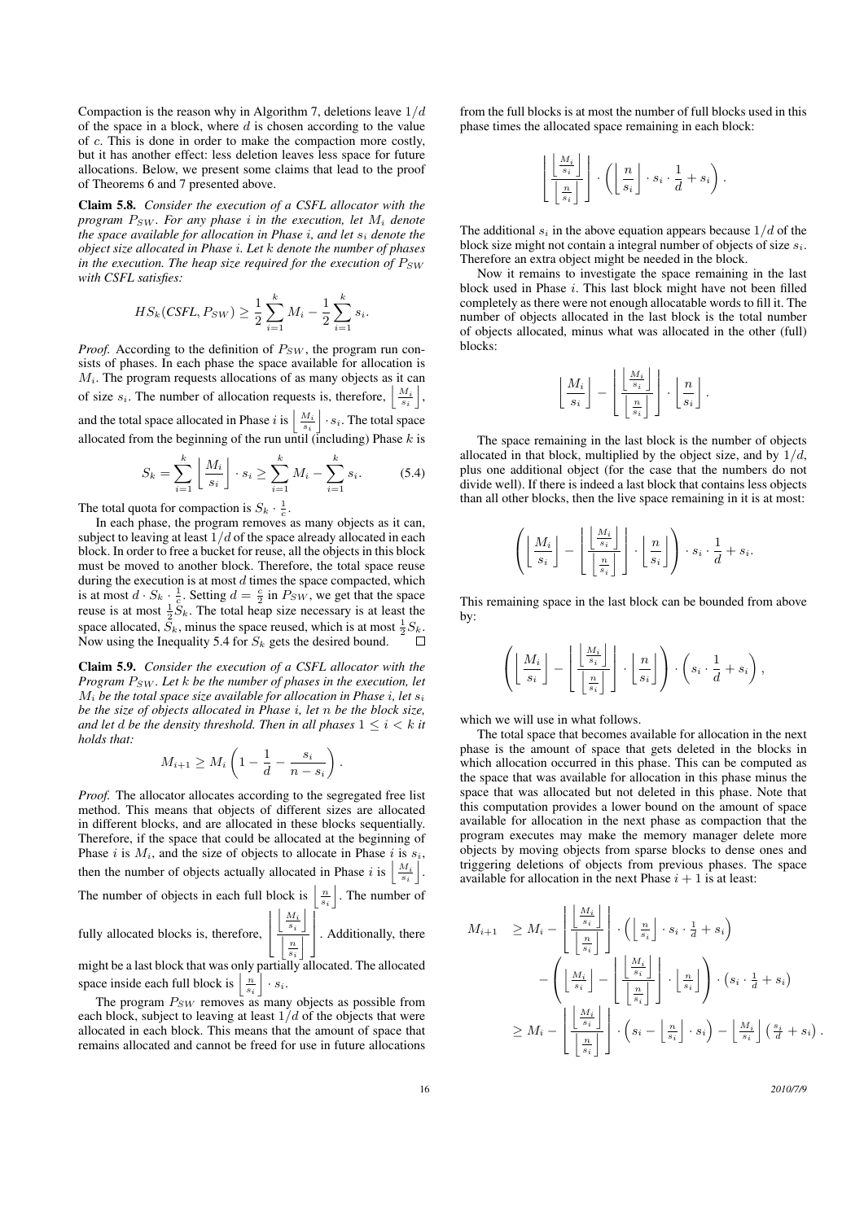Compaction is the reason why in Algorithm 7, deletions leave $1/d$ of the space in a block, where $d$ is chosen according to the value of $c$. This is done in order to make the compaction more costly, but it has another effect: less deletion leaves less space for future allocations. Below, we present some claims that lead to the proof of Theorems 6 and 7 presented above.

**Claim 5.8.** *Consider the execution of a CSFL allocator with the program $P_{SW}$. For any phase $i$ in the execution, let $M_i$ denote the space available for allocation in Phase $i$, and let $s_i$ denote the object size allocated in Phase $i$. Let $k$ denote the number of phases in the execution. The heap size required for the execution of $P_{SW}$ with CSFL satisfies:*

$$HS_k(\mathit{CSFL}, P_{SW}) \geq \frac{1}{2}\sum_{i=1}^{k} M_i - \frac{1}{2}\sum_{i=1}^{k} s_i.$$

*Proof.* According to the definition of $P_{SW}$, the program run consists of phases. In each phase the space available for allocation is $M_i$. The program requests allocations of as many objects as it can of size $s_i$. The number of allocation requests is, therefore, $\left\lfloor \frac{M_i}{s_i} \right\rfloor$, and the total space allocated in Phase $i$ is $\left\lfloor \frac{M_i}{s_i} \right\rfloor \cdot s_i$. The total space allocated from the beginning of the run until (including) Phase $k$ is

$$S_k = \sum_{i=1}^{k} \left\lfloor \frac{M_i}{s_i} \right\rfloor \cdot s_i \geq \sum_{i=1}^{k} M_i - \sum_{i=1}^{k} s_i. \tag{5.4}$$

The total quota for compaction is $S_k \cdot \frac{1}{c}$.

In each phase, the program removes as many objects as it can, subject to leaving at least $1/d$ of the space already allocated in each block. In order to free a bucket for reuse, all the objects in this block must be moved to another block. Therefore, the total space reuse during the execution is at most $d$ times the space compacted, which is at most $d \cdot S_k \cdot \frac{1}{c}$. Setting $d = \frac{c}{2}$ in $P_{SW}$, we get that the space reuse is at most $\frac{1}{2}S_k$. The total heap size necessary is at least the space allocated, $S_k$, minus the space reused, which is at most $\frac{1}{2}S_k$. Now using the Inequality 5.4 for $S_k$ gets the desired bound. $\square$

**Claim 5.9.** *Consider the execution of a CSFL allocator with the Program $P_{SW}$. Let $k$ be the number of phases in the execution, let $M_i$ be the total space size available for allocation in Phase $i$, let $s_i$ be the size of objects allocated in Phase $i$, let $n$ be the block size, and let $d$ be the density threshold. Then in all phases $1 \leq i < k$ it holds that:*

$$M_{i+1} \geq M_i \left(1 - \frac{1}{d} - \frac{s_i}{n - s_i}\right).$$

*Proof.* The allocator allocates according to the segregated free list method. This means that objects of different sizes are allocated in different blocks, and are allocated in these blocks sequentially. Therefore, if the space that could be allocated at the beginning of Phase $i$ is $M_i$, and the size of objects to allocate in Phase $i$ is $s_i$, then the number of objects actually allocated in Phase $i$ is $\left\lfloor \frac{M_i}{s_i} \right\rfloor$. The number of objects in each full block is $\left\lfloor \frac{n}{s_i} \right\rfloor$. The number of fully allocated blocks is, therefore, $\left\lfloor \frac{\left\lfloor \frac{M_i}{s_i} \right\rfloor}{\left\lfloor \frac{n}{s_i} \right\rfloor} \right\rfloor$. Additionally, there might be a last block that was only partially allocated. The allocated space inside each full block is $\left\lfloor \frac{n}{s_i} \right\rfloor \cdot s_i$.

The program $P_{SW}$ removes as many objects as possible from each block, subject to leaving at least $1/d$ of the objects that were allocated in each block. This means that the amount of space that remains allocated and cannot be freed for use in future allocations from the full blocks is at most the number of full blocks used in this phase times the allocated space remaining in each block:

$$\left\lfloor \frac{\left\lfloor \frac{M_i}{s_i} \right\rfloor}{\left\lfloor \frac{n}{s_i} \right\rfloor} \right\rfloor \cdot \left( \left\lfloor \frac{n}{s_i} \right\rfloor \cdot s_i \cdot \frac{1}{d} + s_i \right).$$

The additional $s_i$ in the above equation appears because $1/d$ of the block size might not contain a integral number of objects of size $s_i$. Therefore an extra object might be needed in the block.

Now it remains to investigate the space remaining in the last block used in Phase $i$. This last block might have not been filled completely as there were not enough allocatable words to fill it. The number of objects allocated in the last block is the total number of objects allocated, minus what was allocated in the other (full) blocks:

$$\left\lfloor \frac{M_i}{s_i} \right\rfloor - \left\lfloor \frac{\left\lfloor \frac{M_i}{s_i} \right\rfloor}{\left\lfloor \frac{n}{s_i} \right\rfloor} \right\rfloor \cdot \left\lfloor \frac{n}{s_i} \right\rfloor.$$

The space remaining in the last block is the number of objects allocated in that block, multiplied by the object size, and by $1/d$, plus one additional object (for the case that the numbers do not divide well). If there is indeed a last block that contains less objects than all other blocks, then the live space remaining in it is at most:

$$\left( \left\lfloor \frac{M_i}{s_i} \right\rfloor - \left\lfloor \frac{\left\lfloor \frac{M_i}{s_i} \right\rfloor}{\left\lfloor \frac{n}{s_i} \right\rfloor} \right\rfloor \cdot \left\lfloor \frac{n}{s_i} \right\rfloor \right) \cdot s_i \cdot \frac{1}{d} + s_i.$$

This remaining space in the last block can be bounded from above by:

$$\left( \left\lfloor \frac{M_i}{s_i} \right\rfloor - \left\lfloor \frac{\left\lfloor \frac{M_i}{s_i} \right\rfloor}{\left\lfloor \frac{n}{s_i} \right\rfloor} \right\rfloor \cdot \left\lfloor \frac{n}{s_i} \right\rfloor \right) \cdot \left( s_i \cdot \frac{1}{d} + s_i \right),$$

which we will use in what follows.

The total space that becomes available for allocation in the next phase is the amount of space that gets deleted in the blocks in which allocation occurred in this phase. This can be computed as the space that was available for allocation in this phase minus the space that was allocated but not deleted in this phase. Note that this computation provides a lower bound on the amount of space available for allocation in the next phase as compaction that the program executes may make the memory manager delete more objects by moving objects from sparse blocks to dense ones and triggering deletions of objects from previous phases. The space available for allocation in the next Phase $i+1$ is at least:

$$\begin{aligned} M_{i+1} &\geq M_i - \left\lfloor \frac{\left\lfloor \frac{M_i}{s_i} \right\rfloor}{\left\lfloor \frac{n}{s_i} \right\rfloor} \right\rfloor \cdot \left( \left\lfloor \frac{n}{s_i} \right\rfloor \cdot s_i \cdot \frac{1}{d} + s_i \right) \\ &\quad - \left( \left\lfloor \frac{M_i}{s_i} \right\rfloor - \left\lfloor \frac{\left\lfloor \frac{M_i}{s_i} \right\rfloor}{\left\lfloor \frac{n}{s_i} \right\rfloor} \right\rfloor \cdot \left\lfloor \frac{n}{s_i} \right\rfloor \right) \cdot \left( s_i \cdot \frac{1}{d} + s_i \right) \\ &\geq M_i - \left\lfloor \frac{\left\lfloor \frac{M_i}{s_i} \right\rfloor}{\left\lfloor \frac{n}{s_i} \right\rfloor} \right\rfloor \cdot \left( s_i - \left\lfloor \frac{n}{s_i} \right\rfloor \cdot s_i \right) - \left\lfloor \frac{M_i}{s_i} \right\rfloor \left( \frac{s_i}{d} + s_i \right). \end{aligned}$$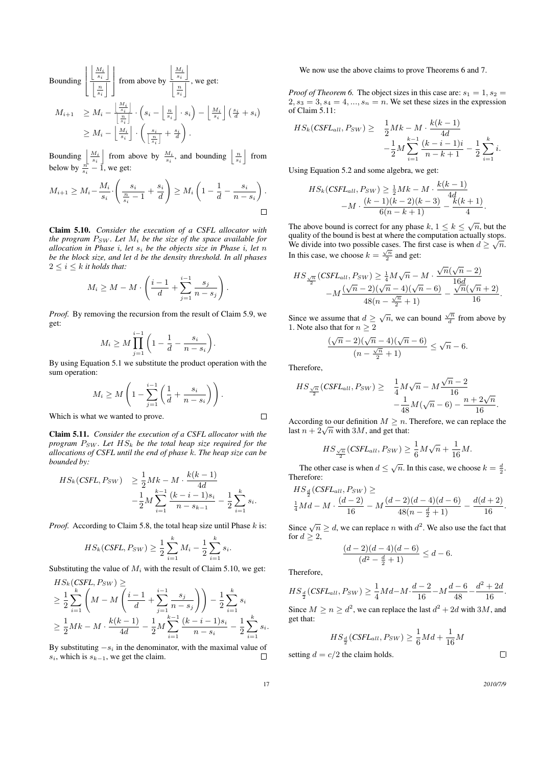Bounding $\left\lfloor \frac{\left\lfloor \frac{M_i}{s_i} \right\rfloor}{\left\lfloor \frac{n}{s_i} \right\rfloor} \right\rfloor$ from above by $\frac{\left\lfloor \frac{M_i}{s_i} \right\rfloor}{\left\lfloor \frac{n}{s_i} \right\rfloor}$, we get:

$$
\begin{aligned}
M_{i+1} &\geq M_i - \frac{\left\lfloor \frac{M_i}{s_i} \right\rfloor}{\left\lfloor \frac{n}{s_i} \right\rfloor} \cdot \left( s_i - \left\lfloor \frac{n}{s_i} \right\rfloor \cdot s_i \right) - \left\lfloor \frac{M_i}{s_i} \right\rfloor \left( \frac{s_i}{d} + s_i \right) \\
&\geq M_i - \left\lfloor \frac{M_i}{s_i} \right\rfloor \cdot \left( \frac{s_i}{\left\lfloor \frac{n}{s_i} \right\rfloor} + \frac{s_i}{d} \right).
\end{aligned}
$$

Bounding $\left\lfloor \frac{M_i}{s_i} \right\rfloor$ from above by $\frac{M_i}{s_i}$, and bounding $\left\lfloor \frac{n}{s_i} \right\rfloor$ from below by $\frac{n}{s_i} - 1$, we get:

$$
M_{i+1} \geq M_i - \frac{M_i}{s_i} \cdot \left( \frac{s_i}{\frac{n}{s_i} - 1} + \frac{s_i}{d} \right) \geq M_i \left( 1 - \frac{1}{d} - \frac{s_i}{n - s_i} \right).
$$

∎

**Claim 5.10.** *Consider the execution of a CSFL allocator with the program $P_{SW}$. Let $M_i$ be the size of the space available for allocation in Phase $i$, let $s_i$ be the objects size in Phase $i$, let $n$ be the block size, and let $d$ be the density threshold. In all phases $2 \leq i \leq k$ it holds that:*

$$
M_i \geq M - M \cdot \left( \frac{i-1}{d} + \sum_{j=1}^{i-1} \frac{s_j}{n - s_j} \right).
$$

*Proof.* By removing the recursion from the result of Claim 5.9, we get:

$$
M_i \geq M \prod_{j=1}^{i-1} \left( 1 - \frac{1}{d} - \frac{s_i}{n - s_i} \right).
$$

By using Equation 5.1 we substitute the product operation with the sum operation:

$$
M_i \geq M \left( 1 - \sum_{j=1}^{i-1} \left( \frac{1}{d} + \frac{s_i}{n - s_i} \right) \right).
$$

Which is what we wanted to prove. ∎

**Claim 5.11.** *Consider the execution of a CSFL allocator with the program $P_{SW}$. Let $HS_k$ be the total heap size required for the allocations of CSFL until the end of phase $k$. The heap size can be bounded by:*

$$
\begin{aligned}
HS_k(\textit{CSFL}, P_{SW}) \geq\ & \frac{1}{2} Mk - M \cdot \frac{k(k-1)}{4d} \\
& - \frac{1}{2} M \sum_{i=1}^{k-1} \frac{(k-i-1)s_i}{n - s_{k-1}} - \frac{1}{2} \sum_{i=1}^{k} s_i.
\end{aligned}
$$

*Proof.* According to Claim 5.8, the total heap size until Phase $k$ is:

$$
HS_k(\textit{CSFL}, P_{SW}) \geq \frac{1}{2} \sum_{i=1}^{k} M_i - \frac{1}{2} \sum_{i=1}^{k} s_i.
$$

Substituting the value of $M_i$ with the result of Claim 5.10, we get:

$$
\begin{aligned}
& HS_k(\textit{CSFL}, P_{SW}) \geq \\
& \geq \frac{1}{2} \sum_{i=1}^{k} \left( M - M \left( \frac{i-1}{d} + \sum_{j=1}^{i-1} \frac{s_j}{n - s_j} \right) \right) - \frac{1}{2} \sum_{i=1}^{k} s_i \\
& \geq \frac{1}{2} Mk - M \cdot \frac{k(k-1)}{4d} - \frac{1}{2} M \sum_{i=1}^{k-1} \frac{(k-i-1)s_i}{n - s_i} - \frac{1}{2} \sum_{i=1}^{k} s_i.
\end{aligned}
$$

By substituting $-s_i$ in the denominator, with the maximal value of $s_i$, which is $s_{k-1}$, we get the claim. ∎

We now use the above claims to prove Theorems 6 and 7.

*Proof of Theorem 6.* The object sizes in this case are: $s_1 = 1, s_2 = 2, s_3 = 3, s_4 = 4, ..., s_n = n$. We set these sizes in the expression of Claim 5.11:

$$
\begin{aligned}
HS_k(\textit{CSFL}_{all}, P_{SW}) \geq\ & \frac{1}{2} Mk - M \cdot \frac{k(k-1)}{4d} \\
& - \frac{1}{2} M \sum_{i=1}^{k-1} \frac{(k-i-1)i}{n-k+1} - \frac{1}{2} \sum_{i=1}^{k} i.
\end{aligned}
$$

Using Equation 5.2 and some algebra, we get:

$$
\begin{aligned}
HS_k(\textit{CSFL}_{all}, P_{SW}) \geq\ & \tfrac{1}{2} Mk - M \cdot \frac{k(k-1)}{4d} \\
& - M \cdot \frac{(k-1)(k-2)(k-3)}{6(n-k+1)} - \frac{k(k+1)}{4}.
\end{aligned}
$$

The above bound is correct for any phase $k$, $1 \leq k \leq \sqrt{n}$, but the quality of the bound is best at where the computation actually stops. We divide into two possible cases. The first case is when $d \geq \sqrt{n}$. In this case, we choose $k = \frac{\sqrt{n}}{2}$ and get:

$$
\begin{aligned}
HS_{\frac{\sqrt{n}}{2}}(\textit{CSFL}_{all}, P_{SW}) \geq\ & \tfrac{1}{4} M\sqrt{n} - M \cdot \frac{\sqrt{n}(\sqrt{n}-2)}{16d} \\
& - M \frac{(\sqrt{n}-2)(\sqrt{n}-4)(\sqrt{n}-6)}{48(n - \frac{\sqrt{n}}{2} + 1)} - \frac{\sqrt{n}(\sqrt{n}+2)}{16}.
\end{aligned}
$$

Since we assume that $d \geq \sqrt{n}$, we can bound $\frac{\sqrt{n}}{d}$ from above by 1. Note also that for $n \geq 2$

$$
\frac{(\sqrt{n}-2)(\sqrt{n}-4)(\sqrt{n}-6)}{(n - \frac{\sqrt{n}}{2} + 1)} \leq \sqrt{n} - 6.
$$

Therefore,

$$
\begin{aligned}
HS_{\frac{\sqrt{n}}{2}}(\textit{CSFL}_{all}, P_{SW}) \geq\ & \frac{1}{4} M\sqrt{n} - M \frac{\sqrt{n}-2}{16} \\
& - \frac{1}{48} M(\sqrt{n}-6) - \frac{n + 2\sqrt{n}}{16}.
\end{aligned}
$$

According to our definition $M \geq n$. Therefore, we can replace the last $n + 2\sqrt{n}$ with $3M$, and get that:

$$
HS_{\frac{\sqrt{n}}{2}}(\textit{CSFL}_{all}, P_{SW}) \geq \frac{1}{6} M\sqrt{n} + \frac{1}{16} M.
$$

The other case is when $d \leq \sqrt{n}$. In this case, we choose $k = \frac{d}{2}$. Therefore:

$$
\begin{aligned}
& HS_{\frac{d}{2}}(\textit{CSFL}_{all}, P_{SW}) \geq \\
& \tfrac{1}{4} Md - M \cdot \frac{(d-2)}{16} - M \frac{(d-2)(d-4)(d-6)}{48(n - \frac{d}{2} + 1)} - \frac{d(d+2)}{16}.
\end{aligned}
$$

Since $\sqrt{n} \geq d$, we can replace $n$ with $d^2$. We also use the fact that for $d \geq 2$,

$$
\frac{(d-2)(d-4)(d-6)}{(d^2 - \frac{d}{2} + 1)} \leq d - 6.
$$

Therefore,

$$
HS_{\frac{d}{2}}(\textit{CSFL}_{all}, P_{SW}) \geq \frac{1}{4} Md - M \cdot \frac{d-2}{16} - M \frac{d-6}{48} - \frac{d^2 + 2d}{16}.
$$

Since $M \geq n \geq d^2$, we can replace the last $d^2 + 2d$ with $3M$, and get that:

$$
HS_{\frac{d}{2}}(\textit{CSFL}_{all}, P_{SW}) \geq \frac{1}{6} Md + \frac{1}{16} M
$$

setting $d = c/2$ the claim holds. ∎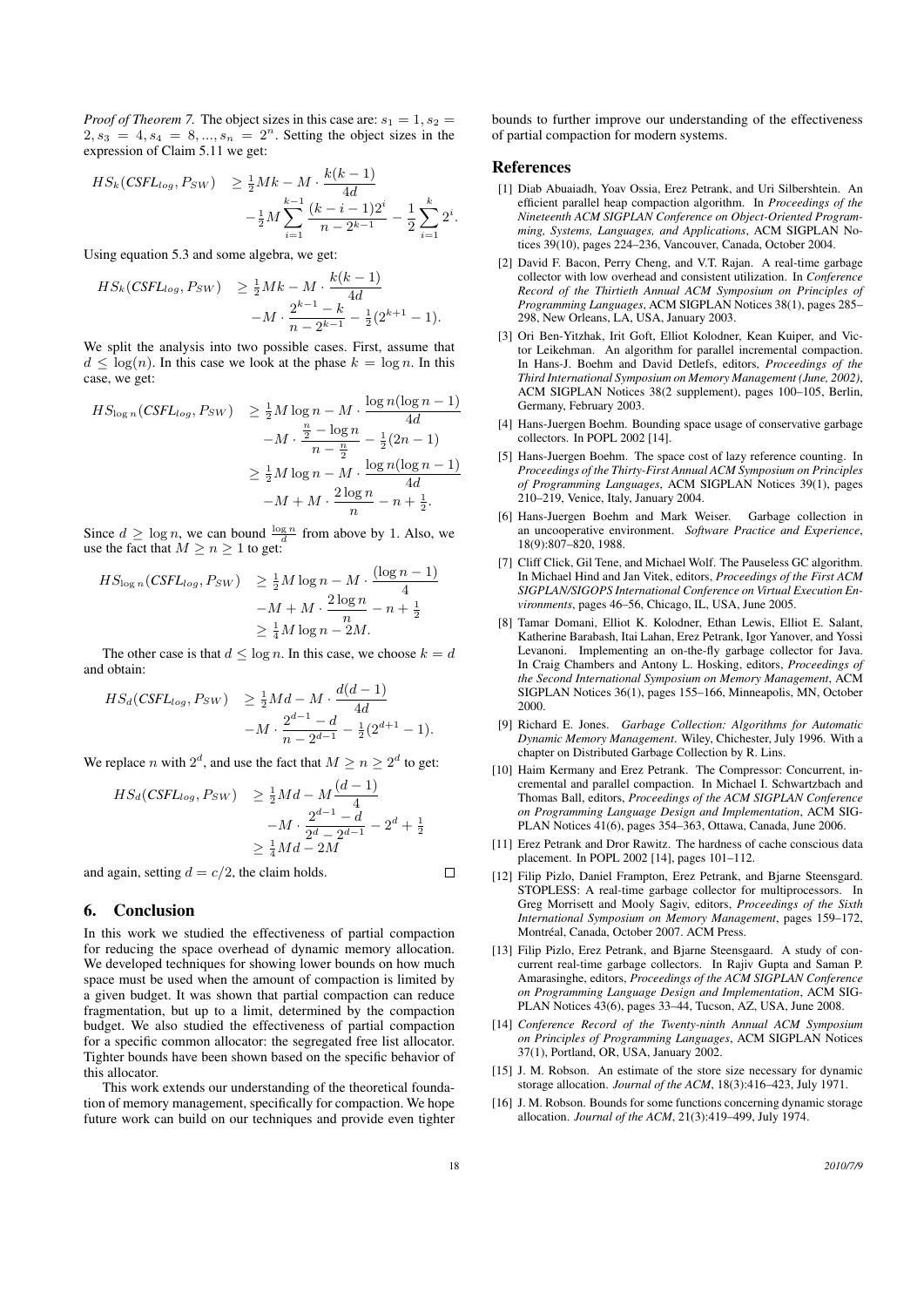*Proof of Theorem 7.* The object sizes in this case are: $s_1 = 1, s_2 = 2, s_3 = 4, s_4 = 8, ..., s_n = 2^n$. Setting the object sizes in the expression of Claim 5.11 we get:

$$HS_k(CSFL_{log}, P_{SW}) \geq \tfrac{1}{2}Mk - M \cdot \frac{k(k-1)}{4d} - \tfrac{1}{2}M \sum_{i=1}^{k-1} \frac{(k-i-1)2^i}{n - 2^{k-1}} - \frac{1}{2}\sum_{i=1}^{k} 2^i.$$

Using equation 5.3 and some algebra, we get:

$$HS_k(CSFL_{log}, P_{SW}) \geq \tfrac{1}{2}Mk - M \cdot \frac{k(k-1)}{4d} - M \cdot \frac{2^{k-1} - k}{n - 2^{k-1}} - \tfrac{1}{2}(2^{k+1} - 1).$$

We split the analysis into two possible cases. First, assume that $d \leq \log(n)$. In this case we look at the phase $k = \log n$. In this case, we get:

$$\begin{aligned} HS_{\log n}(CSFL_{log}, P_{SW}) &\geq \tfrac{1}{2}M \log n - M \cdot \frac{\log n(\log n - 1)}{4d} \\ &\quad - M \cdot \frac{\frac{n}{2} - \log n}{n - \frac{n}{2}} - \tfrac{1}{2}(2n - 1) \\ &\geq \tfrac{1}{2}M \log n - M \cdot \frac{\log n(\log n - 1)}{4d} \\ &\quad - M + M \cdot \frac{2\log n}{n} - n + \tfrac{1}{2}. \end{aligned}$$

Since $d \geq \log n$, we can bound $\frac{\log n}{d}$ from above by 1. Also, we use the fact that $M \geq n \geq 1$ to get:

$$\begin{aligned} HS_{\log n}(CSFL_{log}, P_{SW}) &\geq \tfrac{1}{2}M \log n - M \cdot \frac{(\log n - 1)}{4} \\ &\quad - M + M \cdot \frac{2\log n}{n} - n + \tfrac{1}{2} \\ &\geq \tfrac{1}{4}M \log n - 2M. \end{aligned}$$

The other case is that $d \leq \log n$. In this case, we choose $k = d$ and obtain:

$$HS_d(CSFL_{log}, P_{SW}) \geq \tfrac{1}{2}Md - M \cdot \frac{d(d-1)}{4d} - M \cdot \frac{2^{d-1} - d}{n - 2^{d-1}} - \tfrac{1}{2}(2^{d+1} - 1).$$

We replace $n$ with $2^d$, and use the fact that $M \geq n \geq 2^d$ to get:

$$\begin{aligned} HS_d(CSFL_{log}, P_{SW}) &\geq \tfrac{1}{2}Md - M\frac{(d-1)}{4} \\ &\quad - M \cdot \frac{2^{d-1} - d}{2^d - 2^{d-1}} - 2^d + \tfrac{1}{2} \\ &\geq \tfrac{1}{4}Md - 2M \end{aligned}$$

and again, setting $d = c/2$, the claim holds. □

## 6. Conclusion

In this work we studied the effectiveness of partial compaction for reducing the space overhead of dynamic memory allocation. We developed techniques for showing lower bounds on how much space must be used when the amount of compaction is limited by a given budget. It was shown that partial compaction can reduce fragmentation, but up to a limit, determined by the compaction budget. We also studied the effectiveness of partial compaction for a specific common allocator: the segregated free list allocator. Tighter bounds have been shown based on the specific behavior of this allocator.

This work extends our understanding of the theoretical foundation of memory management, specifically for compaction. We hope future work can build on our techniques and provide even tighter bounds to further improve our understanding of the effectiveness of partial compaction for modern systems.

## References

[1] Diab Abuaiadh, Yoav Ossia, Erez Petrank, and Uri Silbershtein. An efficient parallel heap compaction algorithm. In *Proceedings of the Nineteenth ACM SIGPLAN Conference on Object-Oriented Programming, Systems, Languages, and Applications*, ACM SIGPLAN Notices 39(10), pages 224–236, Vancouver, Canada, October 2004.

[2] David F. Bacon, Perry Cheng, and V.T. Rajan. A real-time garbage collector with low overhead and consistent utilization. In *Conference Record of the Thirtieth Annual ACM Symposium on Principles of Programming Languages*, ACM SIGPLAN Notices 38(1), pages 285–298, New Orleans, LA, USA, January 2003.

[3] Ori Ben-Yitzhak, Irit Goft, Elliot Kolodner, Kean Kuiper, and Victor Leikehman. An algorithm for parallel incremental compaction. In Hans-J. Boehm and David Detlefs, editors, *Proceedings of the Third International Symposium on Memory Management (June, 2002)*, ACM SIGPLAN Notices 38(2 supplement), pages 100–105, Berlin, Germany, February 2003.

[4] Hans-Juergen Boehm. Bounding space usage of conservative garbage collectors. In POPL 2002 [14].

[5] Hans-Juergen Boehm. The space cost of lazy reference counting. In *Proceedings of the Thirty-First Annual ACM Symposium on Principles of Programming Languages*, ACM SIGPLAN Notices 39(1), pages 210–219, Venice, Italy, January 2004.

[6] Hans-Juergen Boehm and Mark Weiser. Garbage collection in an uncooperative environment. *Software Practice and Experience*, 18(9):807–820, 1988.

[7] Cliff Click, Gil Tene, and Michael Wolf. The Pauseless GC algorithm. In Michael Hind and Jan Vitek, editors, *Proceedings of the First ACM SIGPLAN/SIGOPS International Conference on Virtual Execution Environments*, pages 46–56, Chicago, IL, USA, June 2005.

[8] Tamar Domani, Elliot K. Kolodner, Ethan Lewis, Elliot E. Salant, Katherine Barabash, Itai Lahan, Erez Petrank, Igor Yanover, and Yossi Levanoni. Implementing an on-the-fly garbage collector for Java. In Craig Chambers and Antony L. Hosking, editors, *Proceedings of the Second International Symposium on Memory Management*, ACM SIGPLAN Notices 36(1), pages 155–166, Minneapolis, MN, October 2000.

[9] Richard E. Jones. *Garbage Collection: Algorithms for Automatic Dynamic Memory Management*. Wiley, Chichester, July 1996. With a chapter on Distributed Garbage Collection by R. Lins.

[10] Haim Kermany and Erez Petrank. The Compressor: Concurrent, incremental and parallel compaction. In Michael I. Schwartzbach and Thomas Ball, editors, *Proceedings of the ACM SIGPLAN Conference on Programming Language Design and Implementation*, ACM SIGPLAN Notices 41(6), pages 354–363, Ottawa, Canada, June 2006.

[11] Erez Petrank and Dror Rawitz. The hardness of cache conscious data placement. In POPL 2002 [14], pages 101–112.

[12] Filip Pizlo, Daniel Frampton, Erez Petrank, and Bjarne Steensgard. STOPLESS: A real-time garbage collector for multiprocessors. In Greg Morrisett and Mooly Sagiv, editors, *Proceedings of the Sixth International Symposium on Memory Management*, pages 159–172, Montréal, Canada, October 2007. ACM Press.

[13] Filip Pizlo, Erez Petrank, and Bjarne Steensgaard. A study of concurrent real-time garbage collectors. In Rajiv Gupta and Saman P. Amarasinghe, editors, *Proceedings of the ACM SIGPLAN Conference on Programming Language Design and Implementation*, ACM SIGPLAN Notices 43(6), pages 33–44, Tucson, AZ, USA, June 2008.

[14] *Conference Record of the Twenty-ninth Annual ACM Symposium on Principles of Programming Languages*, ACM SIGPLAN Notices 37(1), Portland, OR, USA, January 2002.

[15] J. M. Robson. An estimate of the store size necessary for dynamic storage allocation. *Journal of the ACM*, 18(3):416–423, July 1971.

[16] J. M. Robson. Bounds for some functions concerning dynamic storage allocation. *Journal of the ACM*, 21(3):419–499, July 1974.